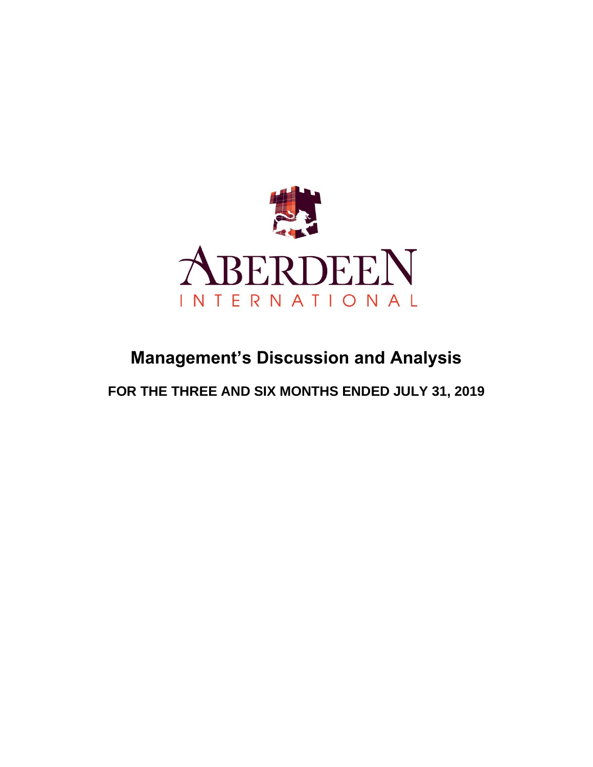ABERDEEN
INTERNATIONAL

# Management's Discussion and Analysis

## FOR THE THREE AND SIX MONTHS ENDED JULY 31, 2019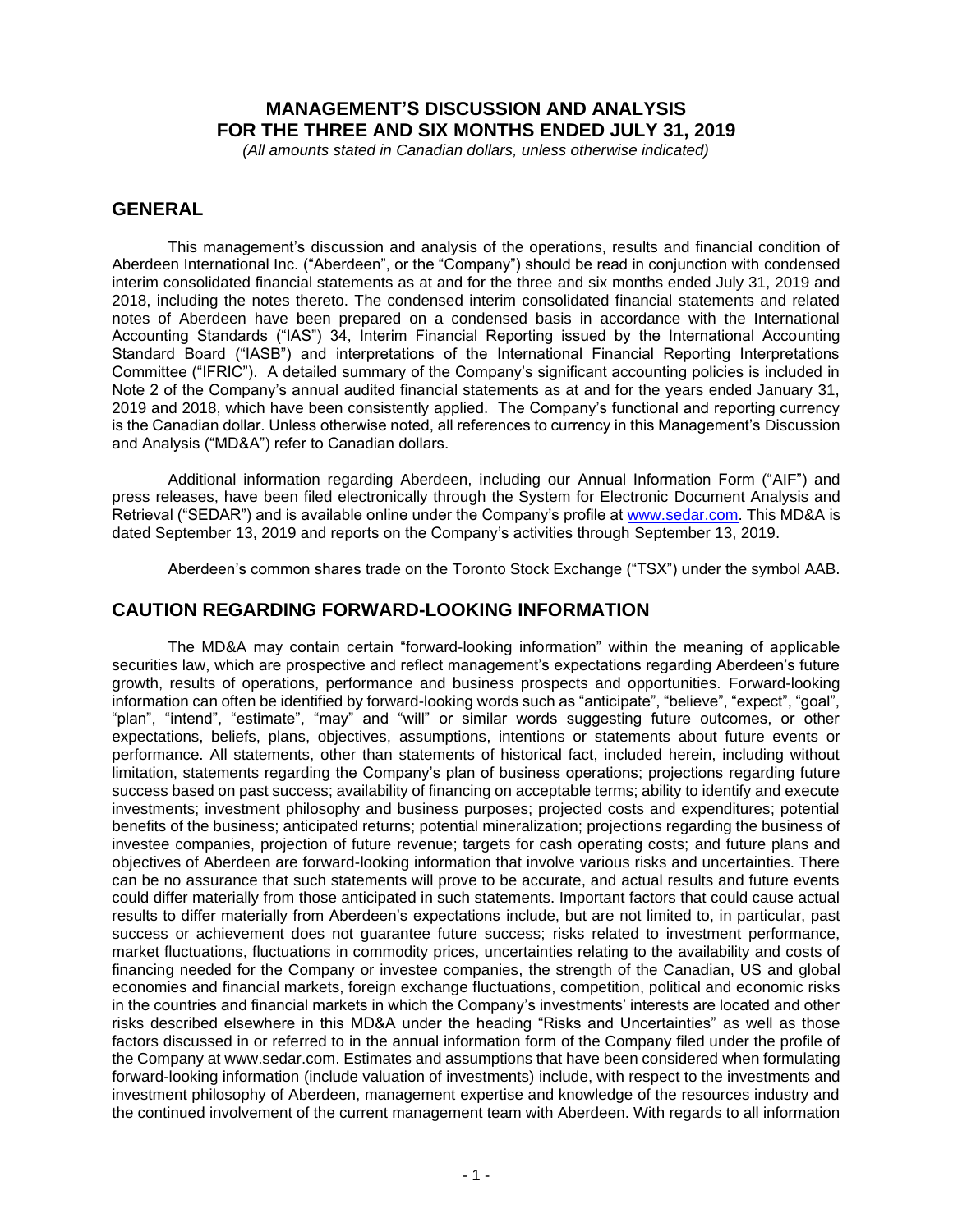# MANAGEMENT'S DISCUSSION AND ANALYSIS FOR THE THREE AND SIX MONTHS ENDED JULY 31, 2019

*(All amounts stated in Canadian dollars, unless otherwise indicated)*

## GENERAL

This management's discussion and analysis of the operations, results and financial condition of Aberdeen International Inc. ("Aberdeen", or the "Company") should be read in conjunction with condensed interim consolidated financial statements as at and for the three and six months ended July 31, 2019 and 2018, including the notes thereto. The condensed interim consolidated financial statements and related notes of Aberdeen have been prepared on a condensed basis in accordance with the International Accounting Standards ("IAS") 34, Interim Financial Reporting issued by the International Accounting Standard Board ("IASB") and interpretations of the International Financial Reporting Interpretations Committee ("IFRIC"). A detailed summary of the Company's significant accounting policies is included in Note 2 of the Company's annual audited financial statements as at and for the years ended January 31, 2019 and 2018, which have been consistently applied. The Company's functional and reporting currency is the Canadian dollar. Unless otherwise noted, all references to currency in this Management's Discussion and Analysis ("MD&A") refer to Canadian dollars.

Additional information regarding Aberdeen, including our Annual Information Form ("AIF") and press releases, have been filed electronically through the System for Electronic Document Analysis and Retrieval ("SEDAR") and is available online under the Company's profile at www.sedar.com. This MD&A is dated September 13, 2019 and reports on the Company's activities through September 13, 2019.

Aberdeen's common shares trade on the Toronto Stock Exchange ("TSX") under the symbol AAB.

## CAUTION REGARDING FORWARD-LOOKING INFORMATION

The MD&A may contain certain "forward-looking information" within the meaning of applicable securities law, which are prospective and reflect management's expectations regarding Aberdeen's future growth, results of operations, performance and business prospects and opportunities. Forward-looking information can often be identified by forward-looking words such as "anticipate", "believe", "expect", "goal", "plan", "intend", "estimate", "may" and "will" or similar words suggesting future outcomes, or other expectations, beliefs, plans, objectives, assumptions, intentions or statements about future events or performance. All statements, other than statements of historical fact, included herein, including without limitation, statements regarding the Company's plan of business operations; projections regarding future success based on past success; availability of financing on acceptable terms; ability to identify and execute investments; investment philosophy and business purposes; projected costs and expenditures; potential benefits of the business; anticipated returns; potential mineralization; projections regarding the business of investee companies, projection of future revenue; targets for cash operating costs; and future plans and objectives of Aberdeen are forward-looking information that involve various risks and uncertainties. There can be no assurance that such statements will prove to be accurate, and actual results and future events could differ materially from those anticipated in such statements. Important factors that could cause actual results to differ materially from Aberdeen's expectations include, but are not limited to, in particular, past success or achievement does not guarantee future success; risks related to investment performance, market fluctuations, fluctuations in commodity prices, uncertainties relating to the availability and costs of financing needed for the Company or investee companies, the strength of the Canadian, US and global economies and financial markets, foreign exchange fluctuations, competition, political and economic risks in the countries and financial markets in which the Company's investments' interests are located and other risks described elsewhere in this MD&A under the heading "Risks and Uncertainties" as well as those factors discussed in or referred to in the annual information form of the Company filed under the profile of the Company at www.sedar.com. Estimates and assumptions that have been considered when formulating forward-looking information (include valuation of investments) include, with respect to the investments and investment philosophy of Aberdeen, management expertise and knowledge of the resources industry and the continued involvement of the current management team with Aberdeen. With regards to all information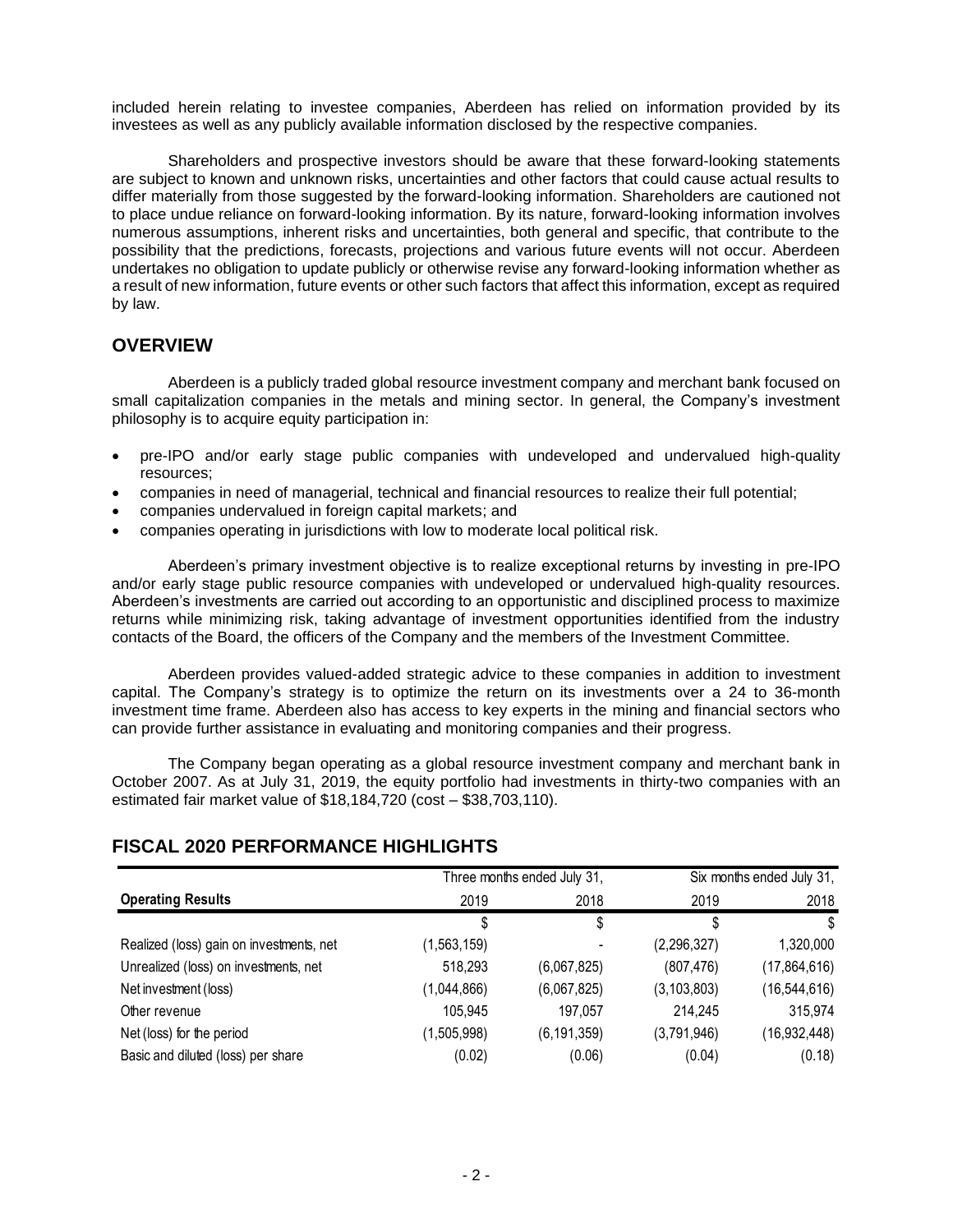included herein relating to investee companies, Aberdeen has relied on information provided by its investees as well as any publicly available information disclosed by the respective companies.

Shareholders and prospective investors should be aware that these forward-looking statements are subject to known and unknown risks, uncertainties and other factors that could cause actual results to differ materially from those suggested by the forward-looking information. Shareholders are cautioned not to place undue reliance on forward-looking information. By its nature, forward-looking information involves numerous assumptions, inherent risks and uncertainties, both general and specific, that contribute to the possibility that the predictions, forecasts, projections and various future events will not occur. Aberdeen undertakes no obligation to update publicly or otherwise revise any forward-looking information whether as a result of new information, future events or other such factors that affect this information, except as required by law.

## OVERVIEW

Aberdeen is a publicly traded global resource investment company and merchant bank focused on small capitalization companies in the metals and mining sector. In general, the Company's investment philosophy is to acquire equity participation in:

- pre-IPO and/or early stage public companies with undeveloped and undervalued high-quality resources;
- companies in need of managerial, technical and financial resources to realize their full potential;
- companies undervalued in foreign capital markets; and
- companies operating in jurisdictions with low to moderate local political risk.

Aberdeen's primary investment objective is to realize exceptional returns by investing in pre-IPO and/or early stage public resource companies with undeveloped or undervalued high-quality resources. Aberdeen's investments are carried out according to an opportunistic and disciplined process to maximize returns while minimizing risk, taking advantage of investment opportunities identified from the industry contacts of the Board, the officers of the Company and the members of the Investment Committee.

Aberdeen provides valued-added strategic advice to these companies in addition to investment capital. The Company's strategy is to optimize the return on its investments over a 24 to 36-month investment time frame. Aberdeen also has access to key experts in the mining and financial sectors who can provide further assistance in evaluating and monitoring companies and their progress.

The Company began operating as a global resource investment company and merchant bank in October 2007. As at July 31, 2019, the equity portfolio had investments in thirty-two companies with an estimated fair market value of $18,184,720 (cost – $38,703,110).

## FISCAL 2020 PERFORMANCE HIGHLIGHTS

| | Three months ended July 31, | | Six months ended July 31, | |
|---|---|---|---|---|
| **Operating Results** | 2019 | 2018 | 2019 | 2018 |
| | $ | $ | $ | $ |
| Realized (loss) gain on investments, net | (1,563,159) | - | (2,296,327) | 1,320,000 |
| Unrealized (loss) on investments, net | 518,293 | (6,067,825) | (807,476) | (17,864,616) |
| Net investment (loss) | (1,044,866) | (6,067,825) | (3,103,803) | (16,544,616) |
| Other revenue | 105,945 | 197,057 | 214,245 | 315,974 |
| Net (loss) for the period | (1,505,998) | (6,191,359) | (3,791,946) | (16,932,448) |
| Basic and diluted (loss) per share | (0.02) | (0.06) | (0.04) | (0.18) |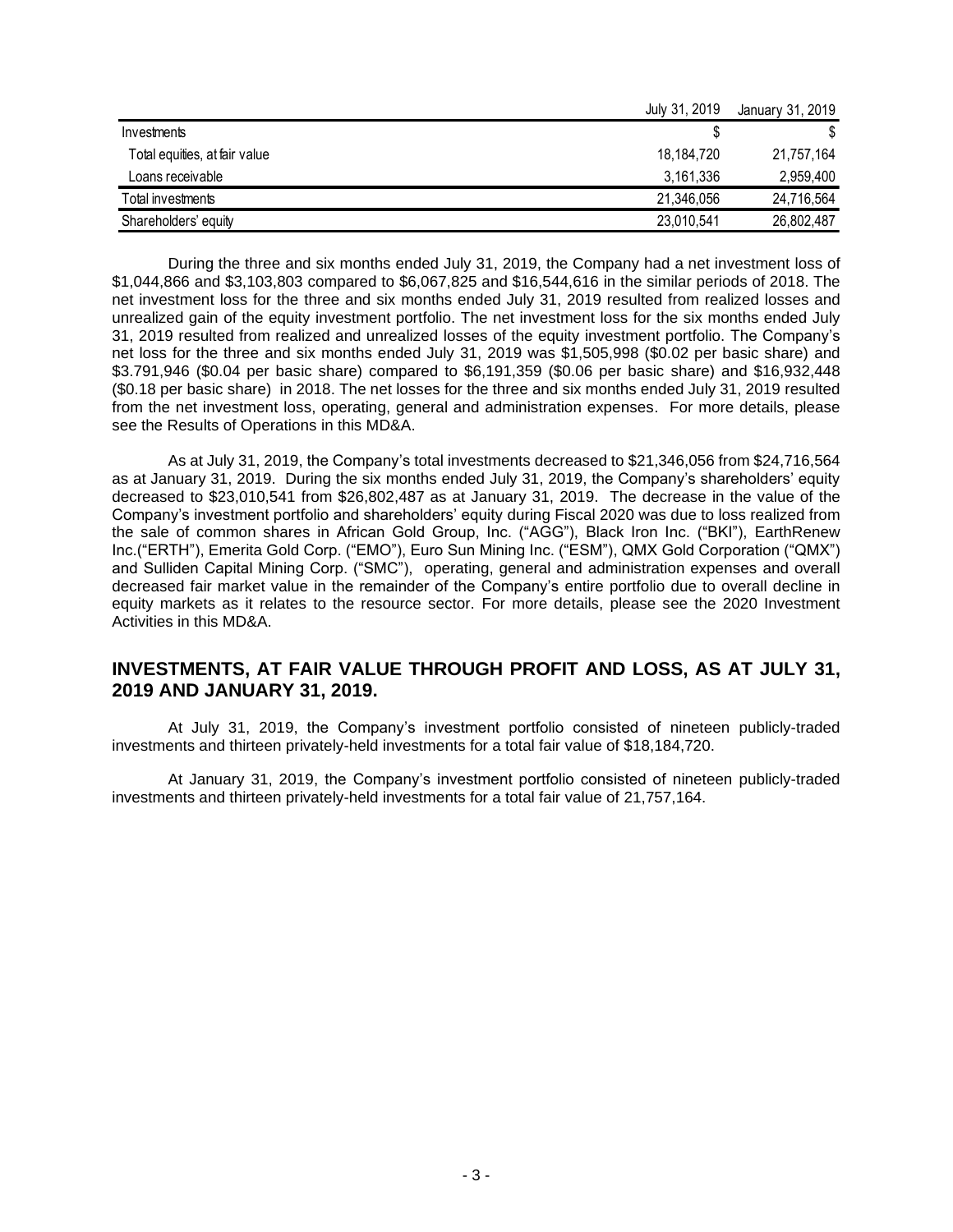| | July 31, 2019 | January 31, 2019 |
|---|---|---|
| Investments | $ | $ |
| Total equities, at fair value | 18,184,720 | 21,757,164 |
| Loans receivable | 3,161,336 | 2,959,400 |
| Total investments | 21,346,056 | 24,716,564 |
| Shareholders' equity | 23,010,541 | 26,802,487 |

During the three and six months ended July 31, 2019, the Company had a net investment loss of $1,044,866 and $3,103,803 compared to $6,067,825 and $16,544,616 in the similar periods of 2018. The net investment loss for the three and six months ended July 31, 2019 resulted from realized losses and unrealized gain of the equity investment portfolio. The net investment loss for the six months ended July 31, 2019 resulted from realized and unrealized losses of the equity investment portfolio. The Company's net loss for the three and six months ended July 31, 2019 was $1,505,998 ($0.02 per basic share) and $3.791,946 ($0.04 per basic share) compared to $6,191,359 ($0.06 per basic share) and $16,932,448 ($0.18 per basic share) in 2018. The net losses for the three and six months ended July 31, 2019 resulted from the net investment loss, operating, general and administration expenses. For more details, please see the Results of Operations in this MD&A.

As at July 31, 2019, the Company's total investments decreased to $21,346,056 from $24,716,564 as at January 31, 2019. During the six months ended July 31, 2019, the Company's shareholders' equity decreased to $23,010,541 from $26,802,487 as at January 31, 2019. The decrease in the value of the Company's investment portfolio and shareholders' equity during Fiscal 2020 was due to loss realized from the sale of common shares in African Gold Group, Inc. ("AGG"), Black Iron Inc. ("BKI"), EarthRenew Inc.("ERTH"), Emerita Gold Corp. ("EMO"), Euro Sun Mining Inc. ("ESM"), QMX Gold Corporation ("QMX") and Sulliden Capital Mining Corp. ("SMC"), operating, general and administration expenses and overall decreased fair market value in the remainder of the Company's entire portfolio due to overall decline in equity markets as it relates to the resource sector. For more details, please see the 2020 Investment Activities in this MD&A.

## INVESTMENTS, AT FAIR VALUE THROUGH PROFIT AND LOSS, AS AT JULY 31, 2019 AND JANUARY 31, 2019.

At July 31, 2019, the Company's investment portfolio consisted of nineteen publicly-traded investments and thirteen privately-held investments for a total fair value of $18,184,720.

At January 31, 2019, the Company's investment portfolio consisted of nineteen publicly-traded investments and thirteen privately-held investments for a total fair value of 21,757,164.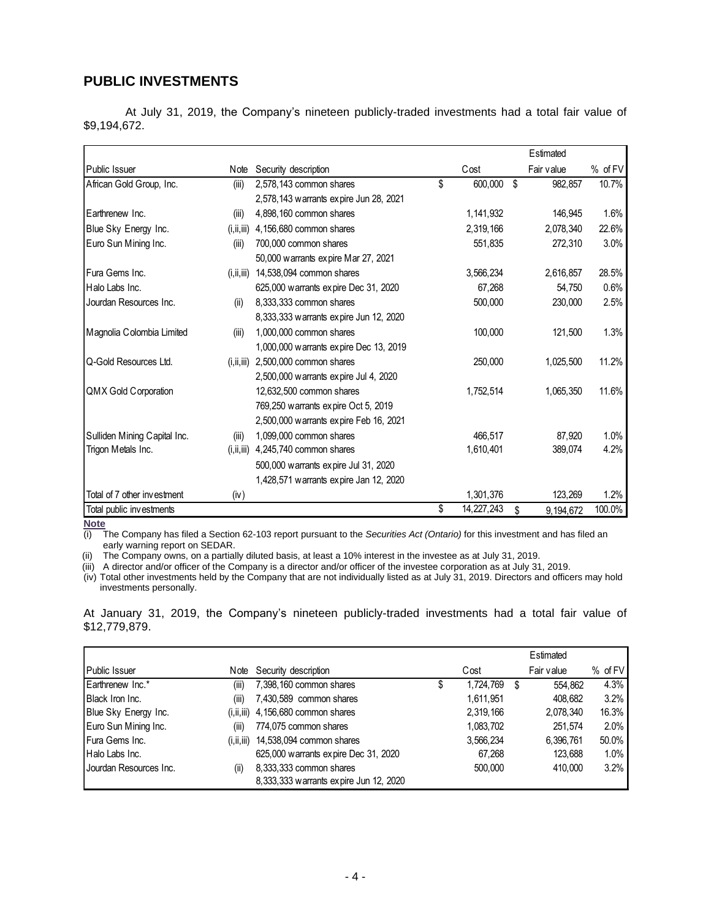## PUBLIC INVESTMENTS

At July 31, 2019, the Company's nineteen publicly-traded investments had a total fair value of $9,194,672.

| Public Issuer | Note | Security description | Cost | Estimated Fair value | % of FV |
|---|---|---|---|---|---|
| African Gold Group, Inc. | (iii) | 2,578,143 common shares | $ 600,000 | $ 982,857 | 10.7% |
| | | 2,578,143 warrants expire Jun 28, 2021 | | | |
| Earthrenew Inc. | (iii) | 4,898,160 common shares | 1,141,932 | 146,945 | 1.6% |
| Blue Sky Energy Inc. | (i,ii,iii) | 4,156,680 common shares | 2,319,166 | 2,078,340 | 22.6% |
| Euro Sun Mining Inc. | (iii) | 700,000 common shares | 551,835 | 272,310 | 3.0% |
| | | 50,000 warrants expire Mar 27, 2021 | | | |
| Fura Gems Inc. | (i,ii,iii) | 14,538,094 common shares | 3,566,234 | 2,616,857 | 28.5% |
| Halo Labs Inc. | | 625,000 warrants expire Dec 31, 2020 | 67,268 | 54,750 | 0.6% |
| Jourdan Resources Inc. | (ii) | 8,333,333 common shares | 500,000 | 230,000 | 2.5% |
| | | 8,333,333 warrants expire Jun 12, 2020 | | | |
| Magnolia Colombia Limited | (iii) | 1,000,000 common shares | 100,000 | 121,500 | 1.3% |
| | | 1,000,000 warrants expire Dec 13, 2019 | | | |
| Q-Gold Resources Ltd. | (i,ii,iii) | 2,500,000 common shares | 250,000 | 1,025,500 | 11.2% |
| | | 2,500,000 warrants expire Jul 4, 2020 | | | |
| QMX Gold Corporation | | 12,632,500 common shares | 1,752,514 | 1,065,350 | 11.6% |
| | | 769,250 warrants expire Oct 5, 2019 | | | |
| | | 2,500,000 warrants expire Feb 16, 2021 | | | |
| Sulliden Mining Capital Inc. | (iii) | 1,099,000 common shares | 466,517 | 87,920 | 1.0% |
| Trigon Metals Inc. | (i,ii,iii) | 4,245,740 common shares | 1,610,401 | 389,074 | 4.2% |
| | | 500,000 warrants expire Jul 31, 2020 | | | |
| | | 1,428,571 warrants expire Jan 12, 2020 | | | |
| Total of 7 other investment | (iv) | | 1,301,376 | 123,269 | 1.2% |
| Total public investments | | | $ 14,227,243 | $ 9,194,672 | 100.0% |

**Note**

(i) The Company has filed a Section 62-103 report pursuant to the *Securities Act (Ontario)* for this investment and has filed an early warning report on SEDAR.

(ii) The Company owns, on a partially diluted basis, at least a 10% interest in the investee as at July 31, 2019.

(iii) A director and/or officer of the Company is a director and/or officer of the investee corporation as at July 31, 2019.

(iv) Total other investments held by the Company that are not individually listed as at July 31, 2019. Directors and officers may hold investments personally.

At January 31, 2019, the Company's nineteen publicly-traded investments had a total fair value of $12,779,879.

| Public Issuer | Note | Security description | Cost | Estimated Fair value | % of FV |
|---|---|---|---|---|---|
| Earthrenew Inc.* | (iii) | 7,398,160 common shares | $ 1,724,769 | $ 554,862 | 4.3% |
| Black Iron Inc. | (iii) | 7,430,589 common shares | 1,611,951 | 408,682 | 3.2% |
| Blue Sky Energy Inc. | (i,ii,iii) | 4,156,680 common shares | 2,319,166 | 2,078,340 | 16.3% |
| Euro Sun Mining Inc. | (iii) | 774,075 common shares | 1,083,702 | 251,574 | 2.0% |
| Fura Gems Inc. | (i,ii,iii) | 14,538,094 common shares | 3,566,234 | 6,396,761 | 50.0% |
| Halo Labs Inc. | | 625,000 warrants expire Dec 31, 2020 | 67,268 | 123,688 | 1.0% |
| Jourdan Resources Inc. | (ii) | 8,333,333 common shares | 500,000 | 410,000 | 3.2% |
| | | 8,333,333 warrants expire Jun 12, 2020 | | | |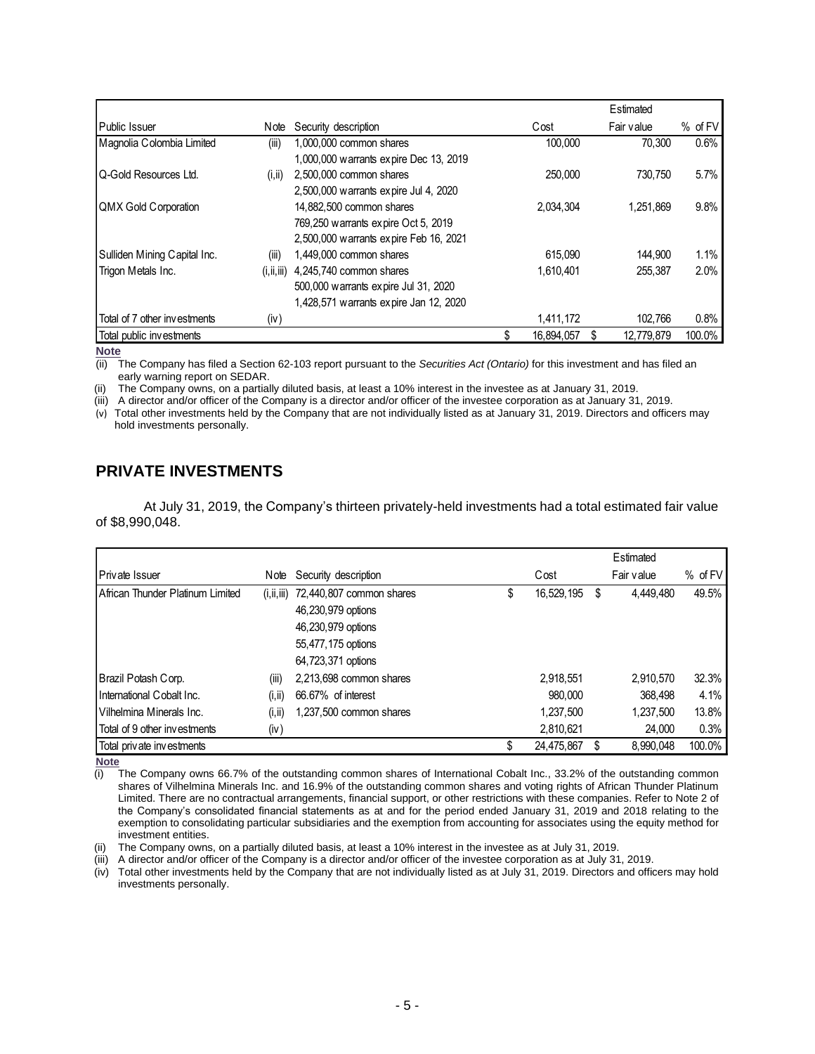| Public Issuer | Note | Security description | Cost | Estimated Fair value | % of FV |
|---|---|---|---|---|---|
| Magnolia Colombia Limited | (iii) | 1,000,000 common shares | 100,000 | 70,300 | 0.6% |
| | | 1,000,000 warrants expire Dec 13, 2019 | | | |
| Q-Gold Resources Ltd. | (i,ii) | 2,500,000 common shares | 250,000 | 730,750 | 5.7% |
| | | 2,500,000 warrants expire Jul 4, 2020 | | | |
| QMX Gold Corporation | | 14,882,500 common shares | 2,034,304 | 1,251,869 | 9.8% |
| | | 769,250 warrants expire Oct 5, 2019 | | | |
| | | 2,500,000 warrants expire Feb 16, 2021 | | | |
| Sulliden Mining Capital Inc. | (iii) | 1,449,000 common shares | 615,090 | 144,900 | 1.1% |
| Trigon Metals Inc. | (i,ii,iii) | 4,245,740 common shares | 1,610,401 | 255,387 | 2.0% |
| | | 500,000 warrants expire Jul 31, 2020 | | | |
| | | 1,428,571 warrants expire Jan 12, 2020 | | | |
| Total of 7 other investments | (iv) | | 1,411,172 | 102,766 | 0.8% |
| Total public investments | | | $ 16,894,057 | $ 12,779,879 | 100.0% |

**Note**

(ii) The Company has filed a Section 62-103 report pursuant to the *Securities Act (Ontario)* for this investment and has filed an early warning report on SEDAR.

(ii) The Company owns, on a partially diluted basis, at least a 10% interest in the investee as at January 31, 2019.

(iii) A director and/or officer of the Company is a director and/or officer of the investee corporation as at January 31, 2019.

(v) Total other investments held by the Company that are not individually listed as at January 31, 2019. Directors and officers may hold investments personally.

## PRIVATE INVESTMENTS

At July 31, 2019, the Company's thirteen privately-held investments had a total estimated fair value of $8,990,048.

| Private Issuer | Note | Security description | Cost | Estimated Fair value | % of FV |
|---|---|---|---|---|---|
| African Thunder Platinum Limited | (i,ii,iii) | 72,440,807 common shares | $ 16,529,195 | $ 4,449,480 | 49.5% |
| | | 46,230,979 options | | | |
| | | 46,230,979 options | | | |
| | | 55,477,175 options | | | |
| | | 64,723,371 options | | | |
| Brazil Potash Corp. | (iii) | 2,213,698 common shares | 2,918,551 | 2,910,570 | 32.3% |
| International Cobalt Inc. | (i,ii) | 66.67% of interest | 980,000 | 368,498 | 4.1% |
| Vilhelmina Minerals Inc. | (i,ii) | 1,237,500 common shares | 1,237,500 | 1,237,500 | 13.8% |
| Total of 9 other investments | (iv) | | 2,810,621 | 24,000 | 0.3% |
| Total private investments | | | $ 24,475,867 | $ 8,990,048 | 100.0% |

**Note**

(i) The Company owns 66.7% of the outstanding common shares of International Cobalt Inc., 33.2% of the outstanding common shares of Vilhelmina Minerals Inc. and 16.9% of the outstanding common shares and voting rights of African Thunder Platinum Limited. There are no contractual arrangements, financial support, or other restrictions with these companies. Refer to Note 2 of the Company's consolidated financial statements as at and for the period ended January 31, 2019 and 2018 relating to the exemption to consolidating particular subsidiaries and the exemption from accounting for associates using the equity method for investment entities.

(ii) The Company owns, on a partially diluted basis, at least a 10% interest in the investee as at July 31, 2019.

(iii) A director and/or officer of the Company is a director and/or officer of the investee corporation as at July 31, 2019.

(iv) Total other investments held by the Company that are not individually listed as at July 31, 2019. Directors and officers may hold investments personally.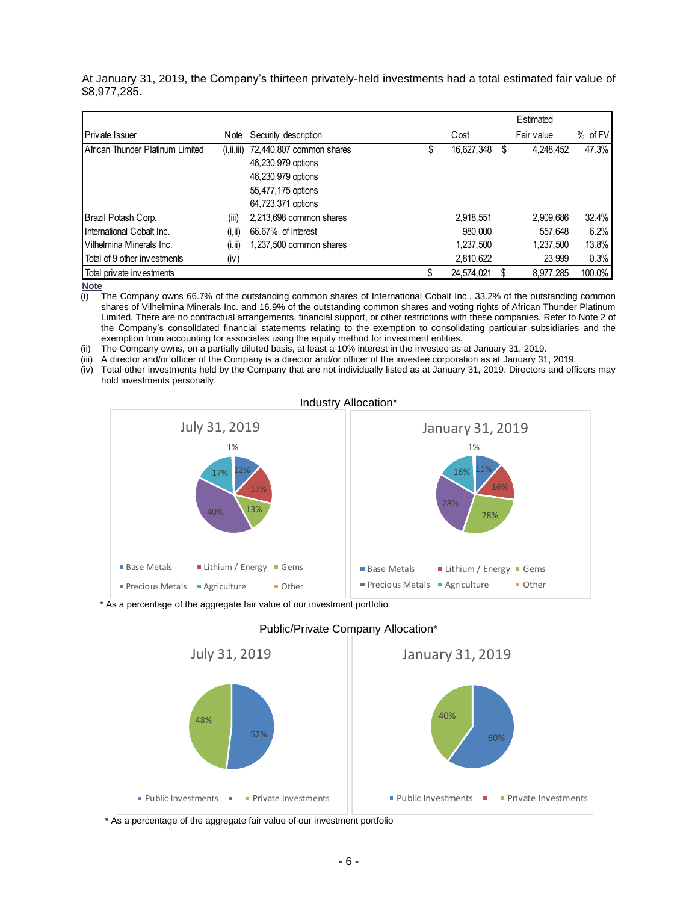At January 31, 2019, the Company's thirteen privately-held investments had a total estimated fair value of $8,977,285.

| Private Issuer | Note | Security description | Cost | Estimated Fair value | % of FV |
|---|---|---|---|---|---|
| African Thunder Platinum Limited | (i,ii,iii) | 72,440,807 common shares | $ 16,627,348 | $ 4,248,452 | 47.3% |
| | | 46,230,979 options | | | |
| | | 46,230,979 options | | | |
| | | 55,477,175 options | | | |
| | | 64,723,371 options | | | |
| Brazil Potash Corp. | (iii) | 2,213,698 common shares | 2,918,551 | 2,909,686 | 32.4% |
| International Cobalt Inc. | (i,ii) | 66.67% of interest | 980,000 | 557,648 | 6.2% |
| Vilhelmina Minerals Inc. | (i,ii) | 1,237,500 common shares | 1,237,500 | 1,237,500 | 13.8% |
| Total of 9 other investments | (iv) | | 2,810,622 | 23,999 | 0.3% |
| Total private investments | | | $ 24,574,021 | $ 8,977,285 | 100.0% |

**Note**

(i) The Company owns 66.7% of the outstanding common shares of International Cobalt Inc., 33.2% of the outstanding common shares of Vilhelmina Minerals Inc. and 16.9% of the outstanding common shares and voting rights of African Thunder Platinum Limited. There are no contractual arrangements, financial support, or other restrictions with these companies. Refer to Note 2 of the Company's consolidated financial statements relating to the exemption to consolidating particular subsidiaries and the exemption from accounting for associates using the equity method for investment entities.

(ii) The Company owns, on a partially diluted basis, at least a 10% interest in the investee as at January 31, 2019.

(iii) A director and/or officer of the Company is a director and/or officer of the investee corporation as at January 31, 2019.

(iv) Total other investments held by the Company that are not individually listed as at January 31, 2019. Directors and officers may hold investments personally.

Industry Allocation*

| Industry | July 31, 2019 | January 31, 2019 |
|---|---|---|
| Base Metals | 12% | 11% |
| Lithium / Energy | 17% | 16% |
| Gems | 13% | 28% |
| Precious Metals | 40% | 28% |
| Agriculture | 17% | 16% |
| Other | 1% | 1% |

\* As a percentage of the aggregate fair value of our investment portfolio

Public/Private Company Allocation*

| | July 31, 2019 | January 31, 2019 |
|---|---|---|
| Public Investments | 52% | 60% |
| Private Investments | 48% | 40% |

\* As a percentage of the aggregate fair value of our investment portfolio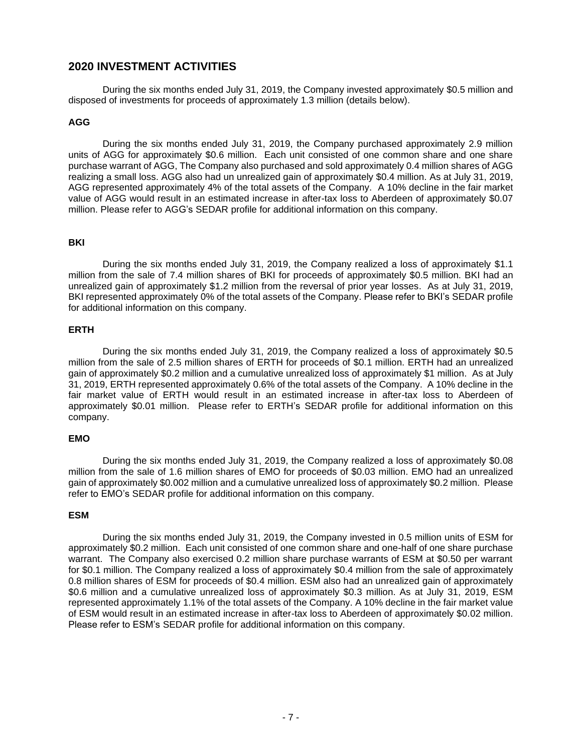## 2020 INVESTMENT ACTIVITIES

During the six months ended July 31, 2019, the Company invested approximately $0.5 million and disposed of investments for proceeds of approximately 1.3 million (details below).

### AGG

During the six months ended July 31, 2019, the Company purchased approximately 2.9 million units of AGG for approximately $0.6 million. Each unit consisted of one common share and one share purchase warrant of AGG, The Company also purchased and sold approximately 0.4 million shares of AGG realizing a small loss. AGG also had un unrealized gain of approximately $0.4 million. As at July 31, 2019, AGG represented approximately 4% of the total assets of the Company. A 10% decline in the fair market value of AGG would result in an estimated increase in after-tax loss to Aberdeen of approximately $0.07 million. Please refer to AGG's SEDAR profile for additional information on this company.

### BKI

During the six months ended July 31, 2019, the Company realized a loss of approximately $1.1 million from the sale of 7.4 million shares of BKI for proceeds of approximately $0.5 million. BKI had an unrealized gain of approximately $1.2 million from the reversal of prior year losses. As at July 31, 2019, BKI represented approximately 0% of the total assets of the Company. Please refer to BKI's SEDAR profile for additional information on this company.

### ERTH

During the six months ended July 31, 2019, the Company realized a loss of approximately $0.5 million from the sale of 2.5 million shares of ERTH for proceeds of $0.1 million. ERTH had an unrealized gain of approximately $0.2 million and a cumulative unrealized loss of approximately $1 million. As at July 31, 2019, ERTH represented approximately 0.6% of the total assets of the Company. A 10% decline in the fair market value of ERTH would result in an estimated increase in after-tax loss to Aberdeen of approximately $0.01 million. Please refer to ERTH's SEDAR profile for additional information on this company.

### EMO

During the six months ended July 31, 2019, the Company realized a loss of approximately $0.08 million from the sale of 1.6 million shares of EMO for proceeds of $0.03 million. EMO had an unrealized gain of approximately $0.002 million and a cumulative unrealized loss of approximately $0.2 million. Please refer to EMO's SEDAR profile for additional information on this company.

### ESM

During the six months ended July 31, 2019, the Company invested in 0.5 million units of ESM for approximately $0.2 million. Each unit consisted of one common share and one-half of one share purchase warrant. The Company also exercised 0.2 million share purchase warrants of ESM at $0.50 per warrant for $0.1 million. The Company realized a loss of approximately $0.4 million from the sale of approximately 0.8 million shares of ESM for proceeds of $0.4 million. ESM also had an unrealized gain of approximately $0.6 million and a cumulative unrealized loss of approximately $0.3 million. As at July 31, 2019, ESM represented approximately 1.1% of the total assets of the Company. A 10% decline in the fair market value of ESM would result in an estimated increase in after-tax loss to Aberdeen of approximately $0.02 million. Please refer to ESM's SEDAR profile for additional information on this company.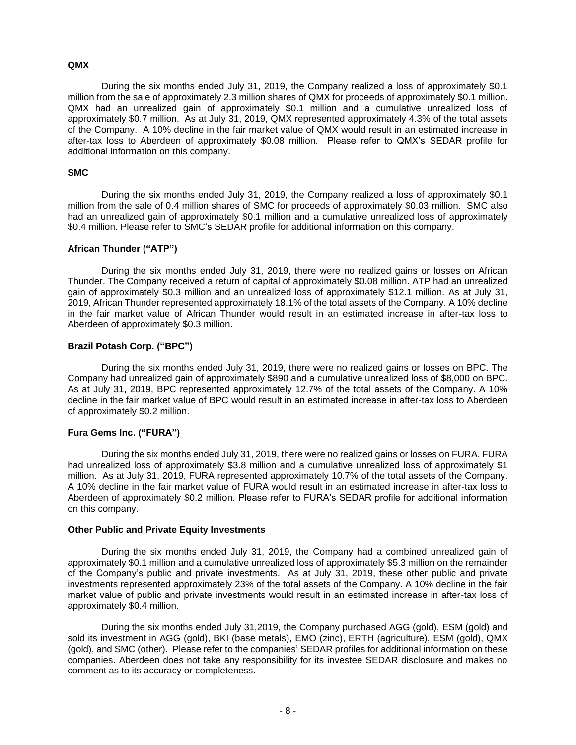**QMX**

During the six months ended July 31, 2019, the Company realized a loss of approximately $0.1 million from the sale of approximately 2.3 million shares of QMX for proceeds of approximately $0.1 million. QMX had an unrealized gain of approximately $0.1 million and a cumulative unrealized loss of approximately $0.7 million. As at July 31, 2019, QMX represented approximately 4.3% of the total assets of the Company. A 10% decline in the fair market value of QMX would result in an estimated increase in after-tax loss to Aberdeen of approximately $0.08 million. Please refer to QMX's SEDAR profile for additional information on this company.

**SMC**

During the six months ended July 31, 2019, the Company realized a loss of approximately $0.1 million from the sale of 0.4 million shares of SMC for proceeds of approximately $0.03 million. SMC also had an unrealized gain of approximately $0.1 million and a cumulative unrealized loss of approximately $0.4 million. Please refer to SMC's SEDAR profile for additional information on this company.

**African Thunder ("ATP")**

During the six months ended July 31, 2019, there were no realized gains or losses on African Thunder. The Company received a return of capital of approximately $0.08 million. ATP had an unrealized gain of approximately $0.3 million and an unrealized loss of approximately $12.1 million. As at July 31, 2019, African Thunder represented approximately 18.1% of the total assets of the Company. A 10% decline in the fair market value of African Thunder would result in an estimated increase in after-tax loss to Aberdeen of approximately $0.3 million.

**Brazil Potash Corp. ("BPC")**

During the six months ended July 31, 2019, there were no realized gains or losses on BPC. The Company had unrealized gain of approximately $890 and a cumulative unrealized loss of $8,000 on BPC. As at July 31, 2019, BPC represented approximately 12.7% of the total assets of the Company. A 10% decline in the fair market value of BPC would result in an estimated increase in after-tax loss to Aberdeen of approximately $0.2 million.

**Fura Gems Inc. ("FURA")**

During the six months ended July 31, 2019, there were no realized gains or losses on FURA. FURA had unrealized loss of approximately $3.8 million and a cumulative unrealized loss of approximately $1 million. As at July 31, 2019, FURA represented approximately 10.7% of the total assets of the Company. A 10% decline in the fair market value of FURA would result in an estimated increase in after-tax loss to Aberdeen of approximately $0.2 million. Please refer to FURA's SEDAR profile for additional information on this company.

**Other Public and Private Equity Investments**

During the six months ended July 31, 2019, the Company had a combined unrealized gain of approximately $0.1 million and a cumulative unrealized loss of approximately $5.3 million on the remainder of the Company's public and private investments. As at July 31, 2019, these other public and private investments represented approximately 23% of the total assets of the Company. A 10% decline in the fair market value of public and private investments would result in an estimated increase in after-tax loss of approximately $0.4 million.

During the six months ended July 31,2019, the Company purchased AGG (gold), ESM (gold) and sold its investment in AGG (gold), BKI (base metals), EMO (zinc), ERTH (agriculture), ESM (gold), QMX (gold), and SMC (other). Please refer to the companies' SEDAR profiles for additional information on these companies. Aberdeen does not take any responsibility for its investee SEDAR disclosure and makes no comment as to its accuracy or completeness.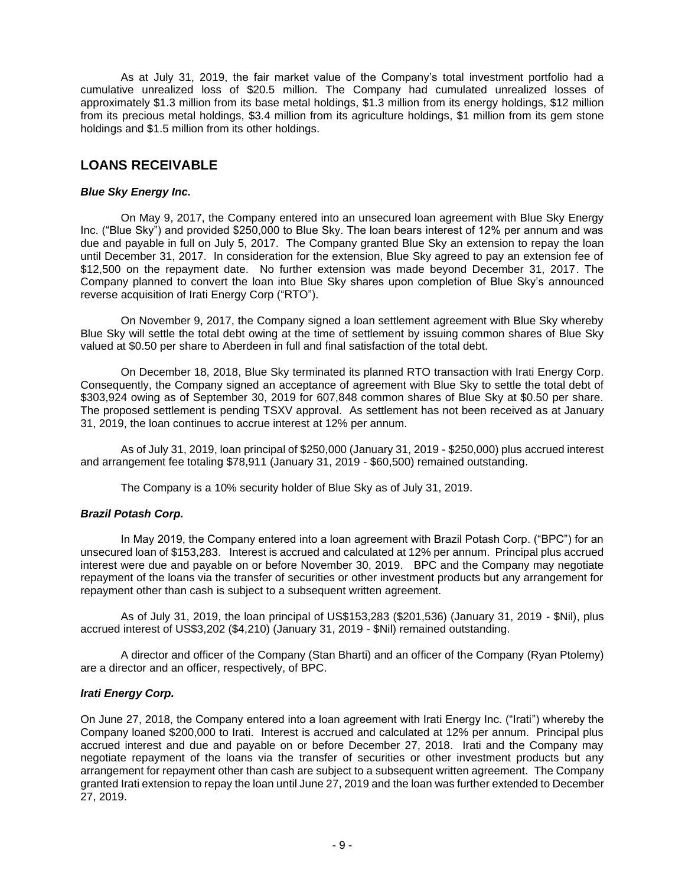As at July 31, 2019, the fair market value of the Company's total investment portfolio had a cumulative unrealized loss of $20.5 million. The Company had cumulated unrealized losses of approximately $1.3 million from its base metal holdings, $1.3 million from its energy holdings, $12 million from its precious metal holdings, $3.4 million from its agriculture holdings, $1 million from its gem stone holdings and $1.5 million from its other holdings.

## LOANS RECEIVABLE

### *Blue Sky Energy Inc.*

On May 9, 2017, the Company entered into an unsecured loan agreement with Blue Sky Energy Inc. ("Blue Sky") and provided $250,000 to Blue Sky. The loan bears interest of 12% per annum and was due and payable in full on July 5, 2017. The Company granted Blue Sky an extension to repay the loan until December 31, 2017. In consideration for the extension, Blue Sky agreed to pay an extension fee of $12,500 on the repayment date. No further extension was made beyond December 31, 2017. The Company planned to convert the loan into Blue Sky shares upon completion of Blue Sky's announced reverse acquisition of Irati Energy Corp ("RTO").

On November 9, 2017, the Company signed a loan settlement agreement with Blue Sky whereby Blue Sky will settle the total debt owing at the time of settlement by issuing common shares of Blue Sky valued at $0.50 per share to Aberdeen in full and final satisfaction of the total debt.

On December 18, 2018, Blue Sky terminated its planned RTO transaction with Irati Energy Corp. Consequently, the Company signed an acceptance of agreement with Blue Sky to settle the total debt of $303,924 owing as of September 30, 2019 for 607,848 common shares of Blue Sky at $0.50 per share. The proposed settlement is pending TSXV approval. As settlement has not been received as at January 31, 2019, the loan continues to accrue interest at 12% per annum.

As of July 31, 2019, loan principal of $250,000 (January 31, 2019 - $250,000) plus accrued interest and arrangement fee totaling $78,911 (January 31, 2019 - $60,500) remained outstanding.

The Company is a 10% security holder of Blue Sky as of July 31, 2019.

### *Brazil Potash Corp.*

In May 2019, the Company entered into a loan agreement with Brazil Potash Corp. ("BPC") for an unsecured loan of $153,283. Interest is accrued and calculated at 12% per annum. Principal plus accrued interest were due and payable on or before November 30, 2019. BPC and the Company may negotiate repayment of the loans via the transfer of securities or other investment products but any arrangement for repayment other than cash is subject to a subsequent written agreement.

As of July 31, 2019, the loan principal of US$153,283 ($201,536) (January 31, 2019 - $Nil), plus accrued interest of US$3,202 ($4,210) (January 31, 2019 - $Nil) remained outstanding.

A director and officer of the Company (Stan Bharti) and an officer of the Company (Ryan Ptolemy) are a director and an officer, respectively, of BPC.

### *Irati Energy Corp.*

On June 27, 2018, the Company entered into a loan agreement with Irati Energy Inc. ("Irati") whereby the Company loaned $200,000 to Irati. Interest is accrued and calculated at 12% per annum. Principal plus accrued interest and due and payable on or before December 27, 2018. Irati and the Company may negotiate repayment of the loans via the transfer of securities or other investment products but any arrangement for repayment other than cash are subject to a subsequent written agreement. The Company granted Irati extension to repay the loan until June 27, 2019 and the loan was further extended to December 27, 2019.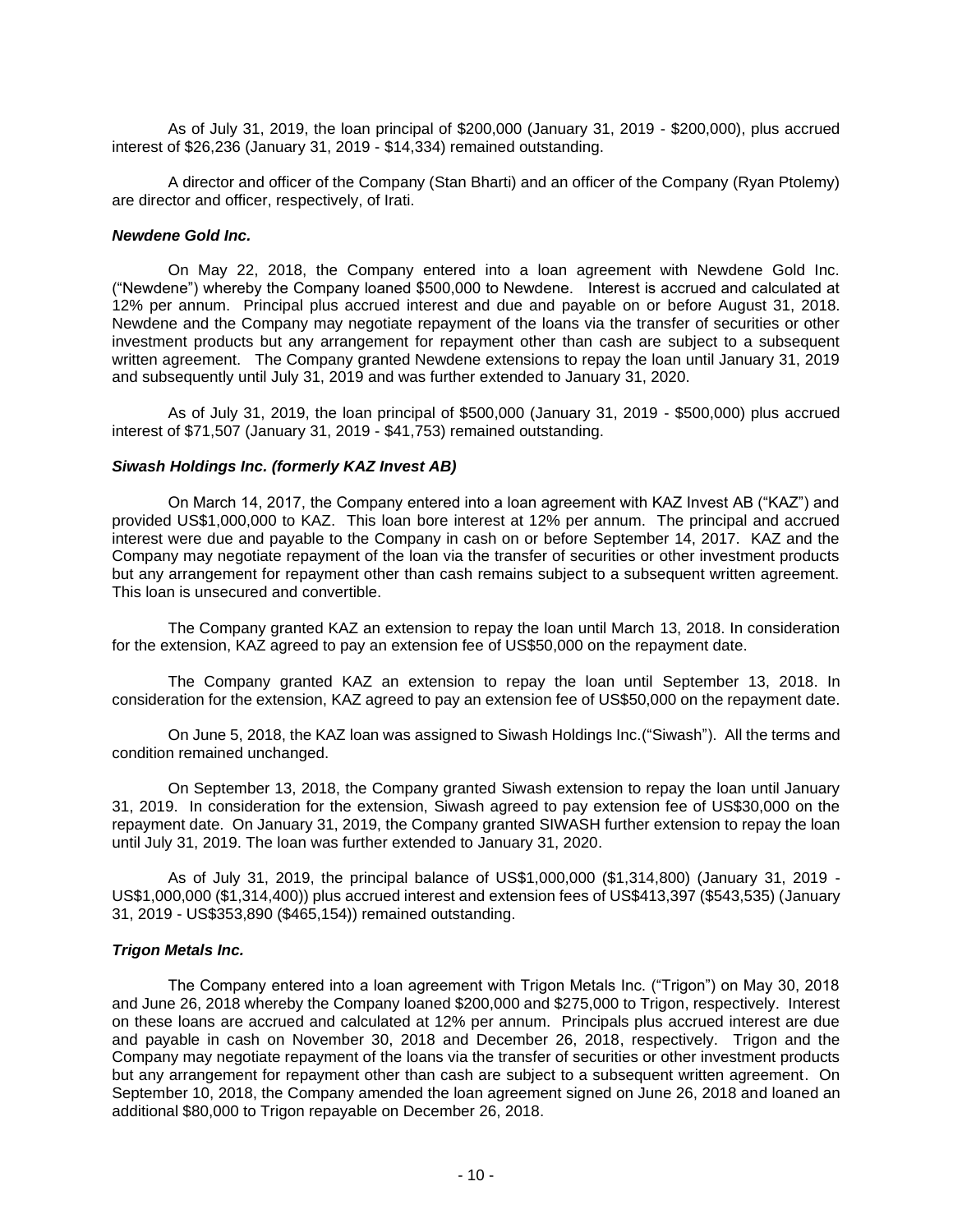As of July 31, 2019, the loan principal of $200,000 (January 31, 2019 - $200,000), plus accrued interest of $26,236 (January 31, 2019 - $14,334) remained outstanding.

A director and officer of the Company (Stan Bharti) and an officer of the Company (Ryan Ptolemy) are director and officer, respectively, of Irati.

***Newdene Gold Inc.***

On May 22, 2018, the Company entered into a loan agreement with Newdene Gold Inc. ("Newdene") whereby the Company loaned $500,000 to Newdene. Interest is accrued and calculated at 12% per annum. Principal plus accrued interest and due and payable on or before August 31, 2018. Newdene and the Company may negotiate repayment of the loans via the transfer of securities or other investment products but any arrangement for repayment other than cash are subject to a subsequent written agreement. The Company granted Newdene extensions to repay the loan until January 31, 2019 and subsequently until July 31, 2019 and was further extended to January 31, 2020.

As of July 31, 2019, the loan principal of $500,000 (January 31, 2019 - $500,000) plus accrued interest of $71,507 (January 31, 2019 - $41,753) remained outstanding.

***Siwash Holdings Inc. (formerly KAZ Invest AB)***

On March 14, 2017, the Company entered into a loan agreement with KAZ Invest AB ("KAZ") and provided US$1,000,000 to KAZ. This loan bore interest at 12% per annum. The principal and accrued interest were due and payable to the Company in cash on or before September 14, 2017. KAZ and the Company may negotiate repayment of the loan via the transfer of securities or other investment products but any arrangement for repayment other than cash remains subject to a subsequent written agreement. This loan is unsecured and convertible.

The Company granted KAZ an extension to repay the loan until March 13, 2018. In consideration for the extension, KAZ agreed to pay an extension fee of US$50,000 on the repayment date.

The Company granted KAZ an extension to repay the loan until September 13, 2018. In consideration for the extension, KAZ agreed to pay an extension fee of US$50,000 on the repayment date.

On June 5, 2018, the KAZ loan was assigned to Siwash Holdings Inc.("Siwash"). All the terms and condition remained unchanged.

On September 13, 2018, the Company granted Siwash extension to repay the loan until January 31, 2019. In consideration for the extension, Siwash agreed to pay extension fee of US$30,000 on the repayment date. On January 31, 2019, the Company granted SIWASH further extension to repay the loan until July 31, 2019. The loan was further extended to January 31, 2020.

As of July 31, 2019, the principal balance of US$1,000,000 ($1,314,800) (January 31, 2019 - US$1,000,000 ($1,314,400)) plus accrued interest and extension fees of US$413,397 ($543,535) (January 31, 2019 - US$353,890 ($465,154)) remained outstanding.

***Trigon Metals Inc.***

The Company entered into a loan agreement with Trigon Metals Inc. ("Trigon") on May 30, 2018 and June 26, 2018 whereby the Company loaned $200,000 and $275,000 to Trigon, respectively. Interest on these loans are accrued and calculated at 12% per annum. Principals plus accrued interest are due and payable in cash on November 30, 2018 and December 26, 2018, respectively. Trigon and the Company may negotiate repayment of the loans via the transfer of securities or other investment products but any arrangement for repayment other than cash are subject to a subsequent written agreement. On September 10, 2018, the Company amended the loan agreement signed on June 26, 2018 and loaned an additional $80,000 to Trigon repayable on December 26, 2018.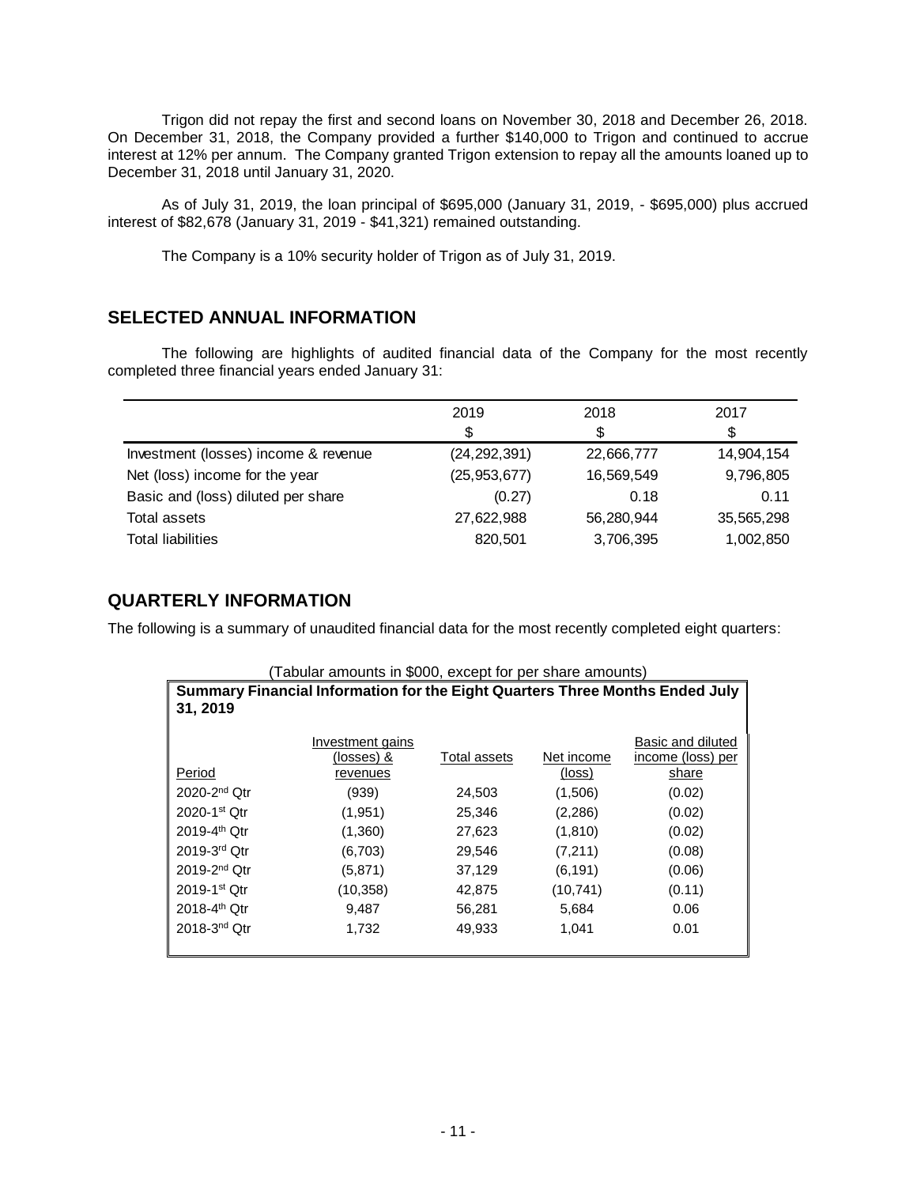Trigon did not repay the first and second loans on November 30, 2018 and December 26, 2018. On December 31, 2018, the Company provided a further $140,000 to Trigon and continued to accrue interest at 12% per annum. The Company granted Trigon extension to repay all the amounts loaned up to December 31, 2018 until January 31, 2020.

As of July 31, 2019, the loan principal of $695,000 (January 31, 2019, - $695,000) plus accrued interest of $82,678 (January 31, 2019 - $41,321) remained outstanding.

The Company is a 10% security holder of Trigon as of July 31, 2019.

## SELECTED ANNUAL INFORMATION

The following are highlights of audited financial data of the Company for the most recently completed three financial years ended January 31:

| | 2019<br>$ | 2018<br>$ | 2017<br>$ |
|---|---|---|---|
| Investment (losses) income & revenue | (24,292,391) | 22,666,777 | 14,904,154 |
| Net (loss) income for the year | (25,953,677) | 16,569,549 | 9,796,805 |
| Basic and (loss) diluted per share | (0.27) | 0.18 | 0.11 |
| Total assets | 27,622,988 | 56,280,944 | 35,565,298 |
| Total liabilities | 820,501 | 3,706,395 | 1,002,850 |

## QUARTERLY INFORMATION

The following is a summary of unaudited financial data for the most recently completed eight quarters:

(Tabular amounts in $000, except for per share amounts)

**Summary Financial Information for the Eight Quarters Three Months Ended July 31, 2019**

| Period | Investment gains (losses) & revenues | Total assets | Net income (loss) | Basic and diluted income (loss) per share |
|---|---|---|---|---|
| 2020-2nd Qtr | (939) | 24,503 | (1,506) | (0.02) |
| 2020-1st Qtr | (1,951) | 25,346 | (2,286) | (0.02) |
| 2019-4th Qtr | (1,360) | 27,623 | (1,810) | (0.02) |
| 2019-3rd Qtr | (6,703) | 29,546 | (7,211) | (0.08) |
| 2019-2nd Qtr | (5,871) | 37,129 | (6,191) | (0.06) |
| 2019-1st Qtr | (10,358) | 42,875 | (10,741) | (0.11) |
| 2018-4th Qtr | 9,487 | 56,281 | 5,684 | 0.06 |
| 2018-3nd Qtr | 1,732 | 49,933 | 1,041 | 0.01 |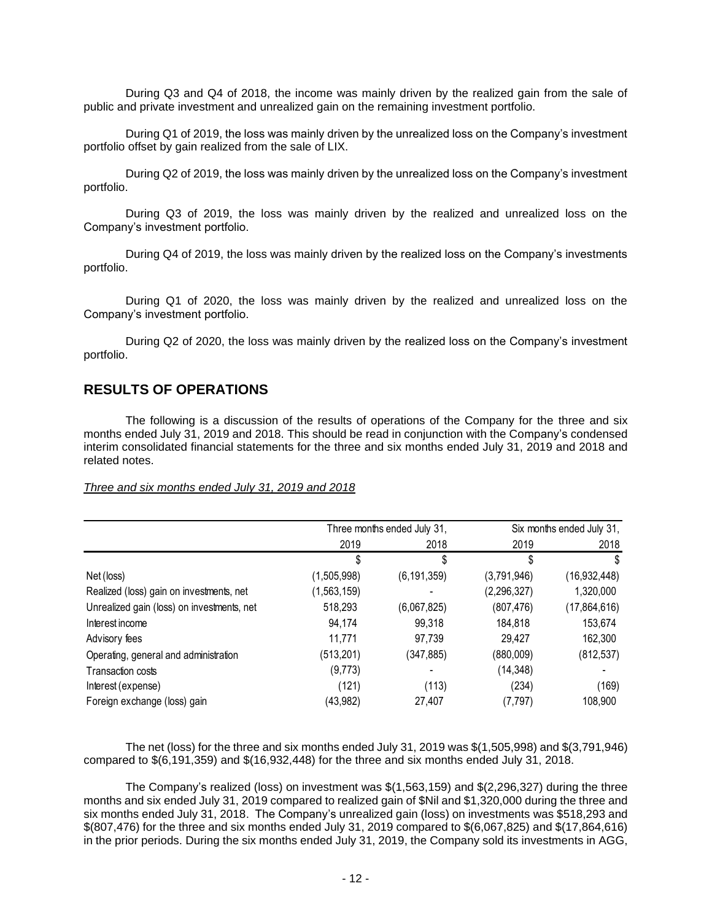During Q3 and Q4 of 2018, the income was mainly driven by the realized gain from the sale of public and private investment and unrealized gain on the remaining investment portfolio.

During Q1 of 2019, the loss was mainly driven by the unrealized loss on the Company's investment portfolio offset by gain realized from the sale of LIX.

During Q2 of 2019, the loss was mainly driven by the unrealized loss on the Company's investment portfolio.

During Q3 of 2019, the loss was mainly driven by the realized and unrealized loss on the Company's investment portfolio.

During Q4 of 2019, the loss was mainly driven by the realized loss on the Company's investments portfolio.

During Q1 of 2020, the loss was mainly driven by the realized and unrealized loss on the Company's investment portfolio.

During Q2 of 2020, the loss was mainly driven by the realized loss on the Company's investment portfolio.

## RESULTS OF OPERATIONS

The following is a discussion of the results of operations of the Company for the three and six months ended July 31, 2019 and 2018. This should be read in conjunction with the Company's condensed interim consolidated financial statements for the three and six months ended July 31, 2019 and 2018 and related notes.

*Three and six months ended July 31, 2019 and 2018*

| | Three months ended July 31, | | Six months ended July 31, | |
|---|---|---|---|---|
| | 2019 | 2018 | 2019 | 2018 |
| | $ | $ | $ | $ |
| Net (loss) | (1,505,998) | (6,191,359) | (3,791,946) | (16,932,448) |
| Realized (loss) gain on investments, net | (1,563,159) | - | (2,296,327) | 1,320,000 |
| Unrealized gain (loss) on investments, net | 518,293 | (6,067,825) | (807,476) | (17,864,616) |
| Interest income | 94,174 | 99,318 | 184,818 | 153,674 |
| Advisory fees | 11,771 | 97,739 | 29,427 | 162,300 |
| Operating, general and administration | (513,201) | (347,885) | (880,009) | (812,537) |
| Transaction costs | (9,773) | - | (14,348) | - |
| Interest (expense) | (121) | (113) | (234) | (169) |
| Foreign exchange (loss) gain | (43,982) | 27,407 | (7,797) | 108,900 |

The net (loss) for the three and six months ended July 31, 2019 was $(1,505,998) and $(3,791,946) compared to $(6,191,359) and $(16,932,448) for the three and six months ended July 31, 2018.

The Company's realized (loss) on investment was $(1,563,159) and $(2,296,327) during the three months and six ended July 31, 2019 compared to realized gain of $Nil and $1,320,000 during the three and six months ended July 31, 2018. The Company's unrealized gain (loss) on investments was $518,293 and $(807,476) for the three and six months ended July 31, 2019 compared to $(6,067,825) and $(17,864,616) in the prior periods. During the six months ended July 31, 2019, the Company sold its investments in AGG,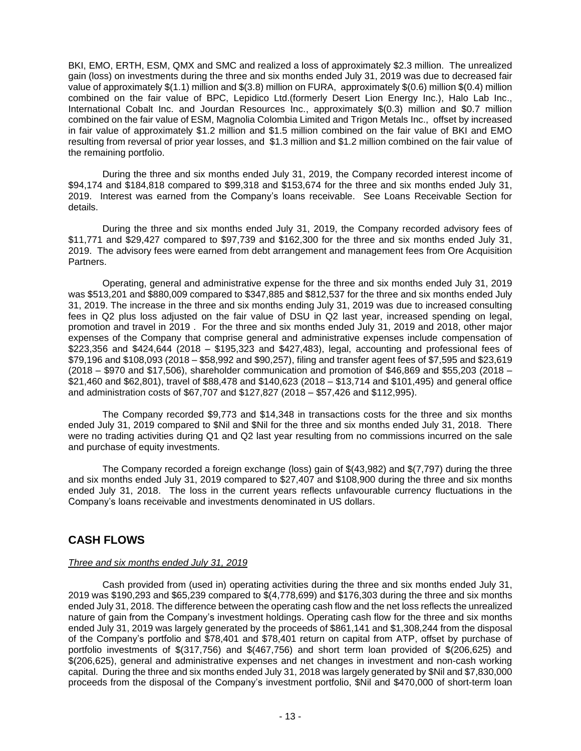BKI, EMO, ERTH, ESM, QMX and SMC and realized a loss of approximately $2.3 million. The unrealized gain (loss) on investments during the three and six months ended July 31, 2019 was due to decreased fair value of approximately $(1.1) million and $(3.8) million on FURA, approximately $(0.6) million $(0.4) million combined on the fair value of BPC, Lepidico Ltd.(formerly Desert Lion Energy Inc.), Halo Lab Inc., International Cobalt Inc. and Jourdan Resources Inc., approximately $(0.3) million and $0.7 million combined on the fair value of ESM, Magnolia Colombia Limited and Trigon Metals Inc., offset by increased in fair value of approximately $1.2 million and $1.5 million combined on the fair value of BKI and EMO resulting from reversal of prior year losses, and $1.3 million and $1.2 million combined on the fair value of the remaining portfolio.

During the three and six months ended July 31, 2019, the Company recorded interest income of $94,174 and $184,818 compared to $99,318 and $153,674 for the three and six months ended July 31, 2019. Interest was earned from the Company's loans receivable. See Loans Receivable Section for details.

During the three and six months ended July 31, 2019, the Company recorded advisory fees of $11,771 and $29,427 compared to $97,739 and $162,300 for the three and six months ended July 31, 2019. The advisory fees were earned from debt arrangement and management fees from Ore Acquisition Partners.

Operating, general and administrative expense for the three and six months ended July 31, 2019 was $513,201 and $880,009 compared to $347,885 and $812,537 for the three and six months ended July 31, 2019. The increase in the three and six months ending July 31, 2019 was due to increased consulting fees in Q2 plus loss adjusted on the fair value of DSU in Q2 last year, increased spending on legal, promotion and travel in 2019 . For the three and six months ended July 31, 2019 and 2018, other major expenses of the Company that comprise general and administrative expenses include compensation of $223,356 and $424,644 (2018 – $195,323 and $427,483), legal, accounting and professional fees of $79,196 and $108,093 (2018 – $58,992 and $90,257), filing and transfer agent fees of $7,595 and $23,619 (2018 – $970 and $17,506), shareholder communication and promotion of $46,869 and $55,203 (2018 – $21,460 and $62,801), travel of $88,478 and $140,623 (2018 – $13,714 and $101,495) and general office and administration costs of $67,707 and $127,827 (2018 – $57,426 and $112,995).

The Company recorded $9,773 and $14,348 in transactions costs for the three and six months ended July 31, 2019 compared to $Nil and $Nil for the three and six months ended July 31, 2018. There were no trading activities during Q1 and Q2 last year resulting from no commissions incurred on the sale and purchase of equity investments.

The Company recorded a foreign exchange (loss) gain of $(43,982) and $(7,797) during the three and six months ended July 31, 2019 compared to $27,407 and $108,900 during the three and six months ended July 31, 2018. The loss in the current years reflects unfavourable currency fluctuations in the Company's loans receivable and investments denominated in US dollars.

## CASH FLOWS

*Three and six months ended July 31, 2019*

Cash provided from (used in) operating activities during the three and six months ended July 31, 2019 was $190,293 and $65,239 compared to $(4,778,699) and $176,303 during the three and six months ended July 31, 2018. The difference between the operating cash flow and the net loss reflects the unrealized nature of gain from the Company's investment holdings. Operating cash flow for the three and six months ended July 31, 2019 was largely generated by the proceeds of $861,141 and $1,308,244 from the disposal of the Company's portfolio and $78,401 and $78,401 return on capital from ATP, offset by purchase of portfolio investments of $(317,756) and $(467,756) and short term loan provided of $(206,625) and $(206,625), general and administrative expenses and net changes in investment and non-cash working capital. During the three and six months ended July 31, 2018 was largely generated by $Nil and $7,830,000 proceeds from the disposal of the Company's investment portfolio, $Nil and $470,000 of short-term loan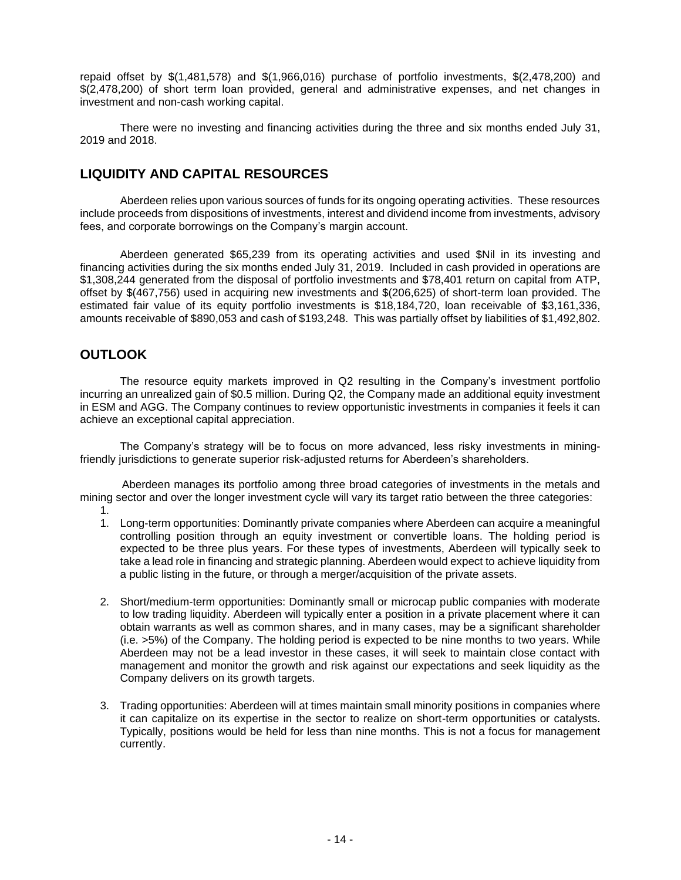repaid offset by $(1,481,578) and $(1,966,016) purchase of portfolio investments, $(2,478,200) and $(2,478,200) of short term loan provided, general and administrative expenses, and net changes in investment and non-cash working capital.

There were no investing and financing activities during the three and six months ended July 31, 2019 and 2018.

## LIQUIDITY AND CAPITAL RESOURCES

Aberdeen relies upon various sources of funds for its ongoing operating activities. These resources include proceeds from dispositions of investments, interest and dividend income from investments, advisory fees, and corporate borrowings on the Company's margin account.

Aberdeen generated $65,239 from its operating activities and used $Nil in its investing and financing activities during the six months ended July 31, 2019. Included in cash provided in operations are $1,308,244 generated from the disposal of portfolio investments and $78,401 return on capital from ATP, offset by $(467,756) used in acquiring new investments and $(206,625) of short-term loan provided. The estimated fair value of its equity portfolio investments is $18,184,720, loan receivable of $3,161,336, amounts receivable of $890,053 and cash of $193,248. This was partially offset by liabilities of $1,492,802.

## OUTLOOK

The resource equity markets improved in Q2 resulting in the Company's investment portfolio incurring an unrealized gain of $0.5 million. During Q2, the Company made an additional equity investment in ESM and AGG. The Company continues to review opportunistic investments in companies it feels it can achieve an exceptional capital appreciation.

The Company's strategy will be to focus on more advanced, less risky investments in mining-friendly jurisdictions to generate superior risk-adjusted returns for Aberdeen's shareholders.

Aberdeen manages its portfolio among three broad categories of investments in the metals and mining sector and over the longer investment cycle will vary its target ratio between the three categories:

1. Long-term opportunities: Dominantly private companies where Aberdeen can acquire a meaningful controlling position through an equity investment or convertible loans. The holding period is expected to be three plus years. For these types of investments, Aberdeen will typically seek to take a lead role in financing and strategic planning. Aberdeen would expect to achieve liquidity from a public listing in the future, or through a merger/acquisition of the private assets.

2. Short/medium-term opportunities: Dominantly small or microcap public companies with moderate to low trading liquidity. Aberdeen will typically enter a position in a private placement where it can obtain warrants as well as common shares, and in many cases, may be a significant shareholder (i.e. >5%) of the Company. The holding period is expected to be nine months to two years. While Aberdeen may not be a lead investor in these cases, it will seek to maintain close contact with management and monitor the growth and risk against our expectations and seek liquidity as the Company delivers on its growth targets.

3. Trading opportunities: Aberdeen will at times maintain small minority positions in companies where it can capitalize on its expertise in the sector to realize on short-term opportunities or catalysts. Typically, positions would be held for less than nine months. This is not a focus for management currently.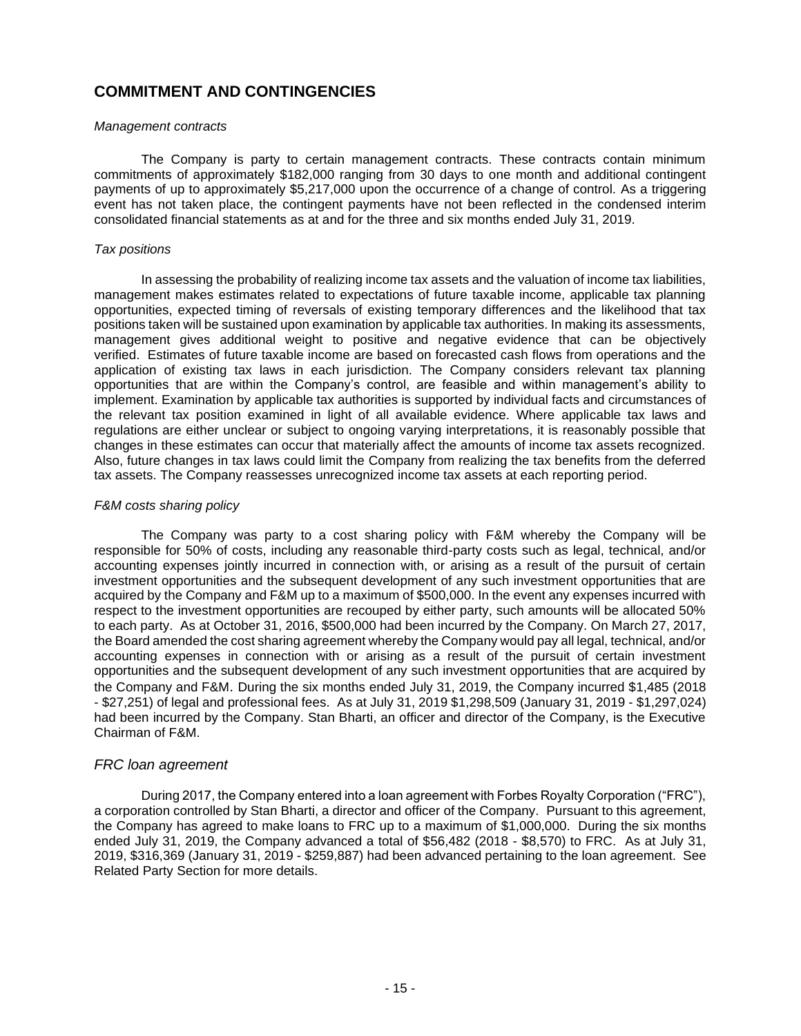## COMMITMENT AND CONTINGENCIES

*Management contracts*

The Company is party to certain management contracts. These contracts contain minimum commitments of approximately $182,000 ranging from 30 days to one month and additional contingent payments of up to approximately $5,217,000 upon the occurrence of a change of control. As a triggering event has not taken place, the contingent payments have not been reflected in the condensed interim consolidated financial statements as at and for the three and six months ended July 31, 2019.

*Tax positions*

In assessing the probability of realizing income tax assets and the valuation of income tax liabilities, management makes estimates related to expectations of future taxable income, applicable tax planning opportunities, expected timing of reversals of existing temporary differences and the likelihood that tax positions taken will be sustained upon examination by applicable tax authorities. In making its assessments, management gives additional weight to positive and negative evidence that can be objectively verified. Estimates of future taxable income are based on forecasted cash flows from operations and the application of existing tax laws in each jurisdiction. The Company considers relevant tax planning opportunities that are within the Company's control, are feasible and within management's ability to implement. Examination by applicable tax authorities is supported by individual facts and circumstances of the relevant tax position examined in light of all available evidence. Where applicable tax laws and regulations are either unclear or subject to ongoing varying interpretations, it is reasonably possible that changes in these estimates can occur that materially affect the amounts of income tax assets recognized. Also, future changes in tax laws could limit the Company from realizing the tax benefits from the deferred tax assets. The Company reassesses unrecognized income tax assets at each reporting period.

*F&M costs sharing policy*

The Company was party to a cost sharing policy with F&M whereby the Company will be responsible for 50% of costs, including any reasonable third-party costs such as legal, technical, and/or accounting expenses jointly incurred in connection with, or arising as a result of the pursuit of certain investment opportunities and the subsequent development of any such investment opportunities that are acquired by the Company and F&M up to a maximum of $500,000. In the event any expenses incurred with respect to the investment opportunities are recouped by either party, such amounts will be allocated 50% to each party. As at October 31, 2016, $500,000 had been incurred by the Company. On March 27, 2017, the Board amended the cost sharing agreement whereby the Company would pay all legal, technical, and/or accounting expenses in connection with or arising as a result of the pursuit of certain investment opportunities and the subsequent development of any such investment opportunities that are acquired by the Company and F&M. During the six months ended July 31, 2019, the Company incurred $1,485 (2018 - $27,251) of legal and professional fees. As at July 31, 2019 $1,298,509 (January 31, 2019 - $1,297,024) had been incurred by the Company. Stan Bharti, an officer and director of the Company, is the Executive Chairman of F&M.

### *FRC loan agreement*

During 2017, the Company entered into a loan agreement with Forbes Royalty Corporation ("FRC"), a corporation controlled by Stan Bharti, a director and officer of the Company. Pursuant to this agreement, the Company has agreed to make loans to FRC up to a maximum of $1,000,000. During the six months ended July 31, 2019, the Company advanced a total of $56,482 (2018 - $8,570) to FRC. As at July 31, 2019, $316,369 (January 31, 2019 - $259,887) had been advanced pertaining to the loan agreement. See Related Party Section for more details.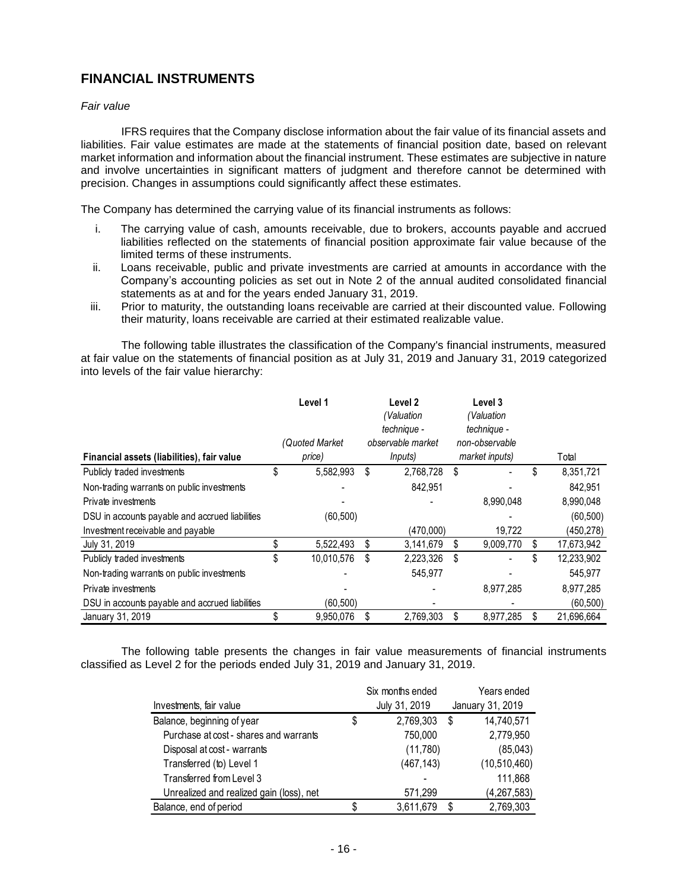## FINANCIAL INSTRUMENTS

*Fair value*

IFRS requires that the Company disclose information about the fair value of its financial assets and liabilities. Fair value estimates are made at the statements of financial position date, based on relevant market information and information about the financial instrument. These estimates are subjective in nature and involve uncertainties in significant matters of judgment and therefore cannot be determined with precision. Changes in assumptions could significantly affect these estimates.

The Company has determined the carrying value of its financial instruments as follows:

i. The carrying value of cash, amounts receivable, due to brokers, accounts payable and accrued liabilities reflected on the statements of financial position approximate fair value because of the limited terms of these instruments.
ii. Loans receivable, public and private investments are carried at amounts in accordance with the Company's accounting policies as set out in Note 2 of the annual audited consolidated financial statements as at and for the years ended January 31, 2019.
iii. Prior to maturity, the outstanding loans receivable are carried at their discounted value. Following their maturity, loans receivable are carried at their estimated realizable value.

The following table illustrates the classification of the Company's financial instruments, measured at fair value on the statements of financial position as at July 31, 2019 and January 31, 2019 categorized into levels of the fair value hierarchy:

| Financial assets (liabilities), fair value | Level 1 *(Quoted Market price)* | Level 2 *(Valuation technique - observable market Inputs)* | Level 3 *(Valuation technique - non-observable market inputs)* | Total |
|---|---|---|---|---|
| Publicly traded investments | $ 5,582,993 | $ 2,768,728 | $ - | $ 8,351,721 |
| Non-trading warrants on public investments | - | 842,951 | - | 842,951 |
| Private investments | - | - | 8,990,048 | 8,990,048 |
| DSU in accounts payable and accrued liabilities | (60,500) | | - | (60,500) |
| Investment receivable and payable | | (470,000) | 19,722 | (450,278) |
| July 31, 2019 | $ 5,522,493 | $ 3,141,679 | $ 9,009,770 | $ 17,673,942 |
| Publicly traded investments | $ 10,010,576 | $ 2,223,326 | $ - | $ 12,233,902 |
| Non-trading warrants on public investments | - | 545,977 | - | 545,977 |
| Private investments | - | - | 8,977,285 | 8,977,285 |
| DSU in accounts payable and accrued liabilities | (60,500) | - | - | (60,500) |
| January 31, 2019 | $ 9,950,076 | $ 2,769,303 | $ 8,977,285 | $ 21,696,664 |

The following table presents the changes in fair value measurements of financial instruments classified as Level 2 for the periods ended July 31, 2019 and January 31, 2019.

| Investments, fair value | Six months ended July 31, 2019 | Years ended January 31, 2019 |
|---|---|---|
| Balance, beginning of year | $ 2,769,303 | $ 14,740,571 |
| Purchase at cost - shares and warrants | 750,000 | 2,779,950 |
| Disposal at cost - warrants | (11,780) | (85,043) |
| Transferred (to) Level 1 | (467,143) | (10,510,460) |
| Transferred from Level 3 | - | 111,868 |
| Unrealized and realized gain (loss), net | 571,299 | (4,267,583) |
| Balance, end of period | $ 3,611,679 | $ 2,769,303 |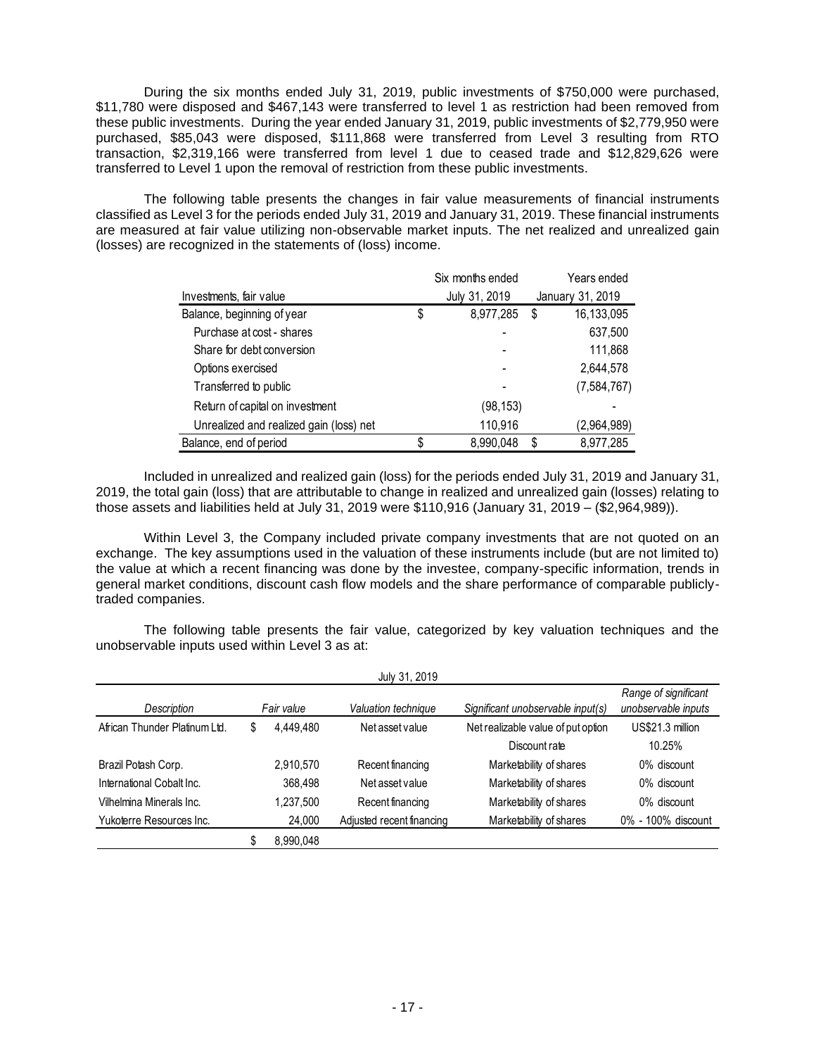During the six months ended July 31, 2019, public investments of $750,000 were purchased, $11,780 were disposed and $467,143 were transferred to level 1 as restriction had been removed from these public investments. During the year ended January 31, 2019, public investments of $2,779,950 were purchased, $85,043 were disposed, $111,868 were transferred from Level 3 resulting from RTO transaction, $2,319,166 were transferred from level 1 due to ceased trade and $12,829,626 were transferred to Level 1 upon the removal of restriction from these public investments.

The following table presents the changes in fair value measurements of financial instruments classified as Level 3 for the periods ended July 31, 2019 and January 31, 2019. These financial instruments are measured at fair value utilizing non-observable market inputs. The net realized and unrealized gain (losses) are recognized in the statements of (loss) income.

| Investments, fair value | Six months ended July 31, 2019 | Years ended January 31, 2019 |
|---|---|---|
| Balance, beginning of year | $ 8,977,285 | $ 16,133,095 |
| Purchase at cost - shares | - | 637,500 |
| Share for debt conversion | - | 111,868 |
| Options exercised | - | 2,644,578 |
| Transferred to public | - | (7,584,767) |
| Return of capital on investment | (98,153) | - |
| Unrealized and realized gain (loss) net | 110,916 | (2,964,989) |
| Balance, end of period | $ 8,990,048 | $ 8,977,285 |

Included in unrealized and realized gain (loss) for the periods ended July 31, 2019 and January 31, 2019, the total gain (loss) that are attributable to change in realized and unrealized gain (losses) relating to those assets and liabilities held at July 31, 2019 were $110,916 (January 31, 2019 – ($2,964,989)).

Within Level 3, the Company included private company investments that are not quoted on an exchange. The key assumptions used in the valuation of these instruments include (but are not limited to) the value at which a recent financing was done by the investee, company-specific information, trends in general market conditions, discount cash flow models and the share performance of comparable publicly-traded companies.

The following table presents the fair value, categorized by key valuation techniques and the unobservable inputs used within Level 3 as at:

| July 31, 2019 | | | | |
|---|---|---|---|---|
| *Description* | *Fair value* | *Valuation technique* | *Significant unobservable input(s)* | *Range of significant unobservable inputs* |
| African Thunder Platinum Ltd. | $ 4,449,480 | Net asset value | Net realizable value of put option | US$21.3 million |
| | | | Discount rate | 10.25% |
| Brazil Potash Corp. | 2,910,570 | Recent financing | Marketability of shares | 0% discount |
| International Cobalt Inc. | 368,498 | Net asset value | Marketability of shares | 0% discount |
| Vilhelmina Minerals Inc. | 1,237,500 | Recent financing | Marketability of shares | 0% discount |
| Yukoterre Resources Inc. | 24,000 | Adjusted recent financing | Marketability of shares | 0% - 100% discount |
| | $ 8,990,048 | | | |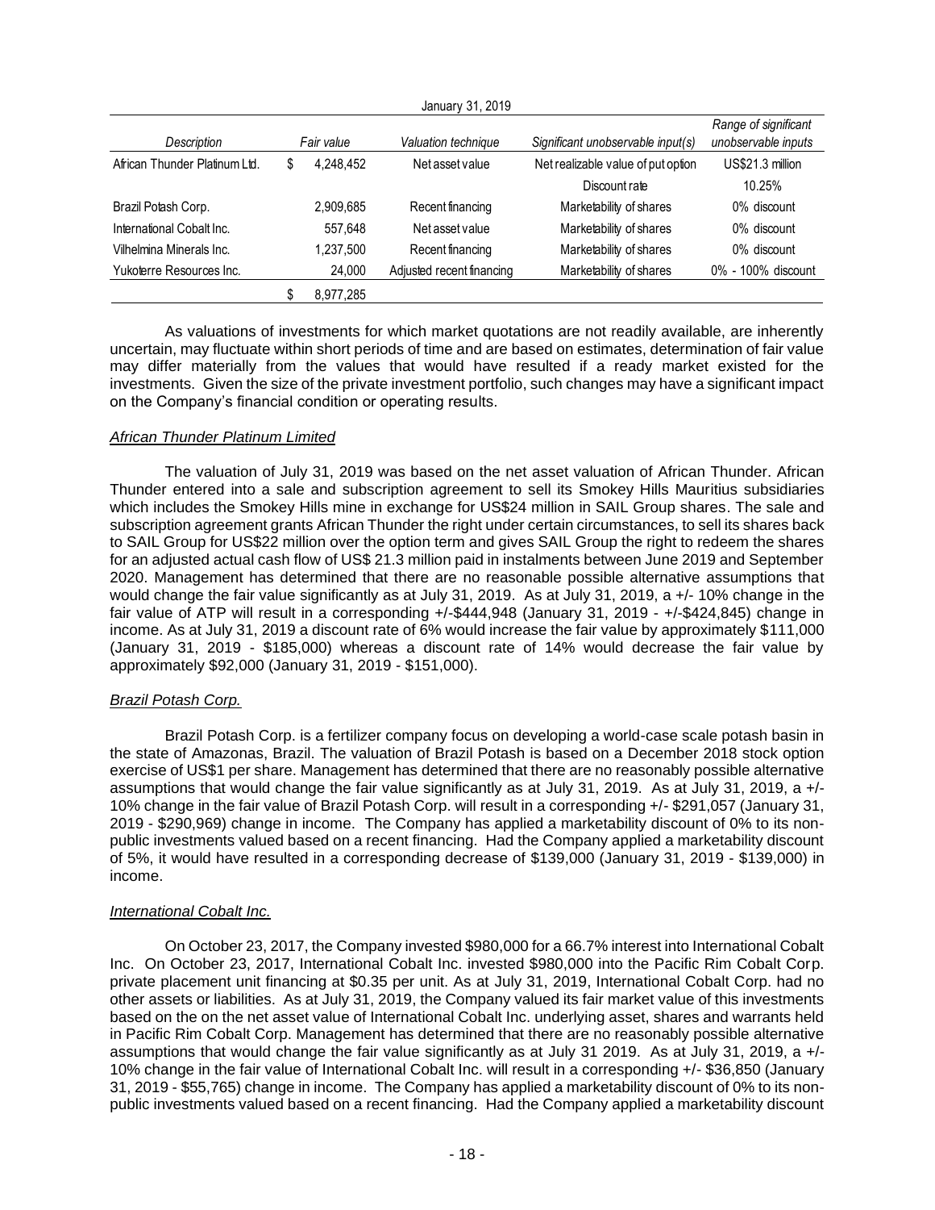| January 31, 2019 | | | | | |
|---|---|---|---|---|---|
| *Description* | *Fair value* | | *Valuation technique* | *Significant unobservable input(s)* | *Range of significant unobservable inputs* |
| African Thunder Platinum Ltd. | $ | 4,248,452 | Net asset value | Net realizable value of put option | US$21.3 million |
| | | | | Discount rate | 10.25% |
| Brazil Potash Corp. | | 2,909,685 | Recent financing | Marketability of shares | 0% discount |
| International Cobalt Inc. | | 557,648 | Net asset value | Marketability of shares | 0% discount |
| Vilhelmina Minerals Inc. | | 1,237,500 | Recent financing | Marketability of shares | 0% discount |
| Yukoterre Resources Inc. | | 24,000 | Adjusted recent financing | Marketability of shares | 0% - 100% discount |
| | $ | 8,977,285 | | | |

As valuations of investments for which market quotations are not readily available, are inherently uncertain, may fluctuate within short periods of time and are based on estimates, determination of fair value may differ materially from the values that would have resulted if a ready market existed for the investments. Given the size of the private investment portfolio, such changes may have a significant impact on the Company's financial condition or operating results.

*African Thunder Platinum Limited*

The valuation of July 31, 2019 was based on the net asset valuation of African Thunder. African Thunder entered into a sale and subscription agreement to sell its Smokey Hills Mauritius subsidiaries which includes the Smokey Hills mine in exchange for US$24 million in SAIL Group shares. The sale and subscription agreement grants African Thunder the right under certain circumstances, to sell its shares back to SAIL Group for US$22 million over the option term and gives SAIL Group the right to redeem the shares for an adjusted actual cash flow of US$ 21.3 million paid in instalments between June 2019 and September 2020. Management has determined that there are no reasonable possible alternative assumptions that would change the fair value significantly as at July 31, 2019. As at July 31, 2019, a +/- 10% change in the fair value of ATP will result in a corresponding +/-$444,948 (January 31, 2019 - +/-$424,845) change in income. As at July 31, 2019 a discount rate of 6% would increase the fair value by approximately $111,000 (January 31, 2019 - $185,000) whereas a discount rate of 14% would decrease the fair value by approximately $92,000 (January 31, 2019 - $151,000).

*Brazil Potash Corp.*

Brazil Potash Corp. is a fertilizer company focus on developing a world-case scale potash basin in the state of Amazonas, Brazil. The valuation of Brazil Potash is based on a December 2018 stock option exercise of US$1 per share. Management has determined that there are no reasonably possible alternative assumptions that would change the fair value significantly as at July 31, 2019. As at July 31, 2019, a +/- 10% change in the fair value of Brazil Potash Corp. will result in a corresponding +/- $291,057 (January 31, 2019 - $290,969) change in income. The Company has applied a marketability discount of 0% to its non-public investments valued based on a recent financing. Had the Company applied a marketability discount of 5%, it would have resulted in a corresponding decrease of $139,000 (January 31, 2019 - $139,000) in income.

*International Cobalt Inc.*

On October 23, 2017, the Company invested $980,000 for a 66.7% interest into International Cobalt Inc. On October 23, 2017, International Cobalt Inc. invested $980,000 into the Pacific Rim Cobalt Corp. private placement unit financing at $0.35 per unit. As at July 31, 2019, International Cobalt Corp. had no other assets or liabilities. As at July 31, 2019, the Company valued its fair market value of this investments based on the on the net asset value of International Cobalt Inc. underlying asset, shares and warrants held in Pacific Rim Cobalt Corp. Management has determined that there are no reasonably possible alternative assumptions that would change the fair value significantly as at July 31 2019. As at July 31, 2019, a +/- 10% change in the fair value of International Cobalt Inc. will result in a corresponding +/- $36,850 (January 31, 2019 - $55,765) change in income. The Company has applied a marketability discount of 0% to its non-public investments valued based on a recent financing. Had the Company applied a marketability discount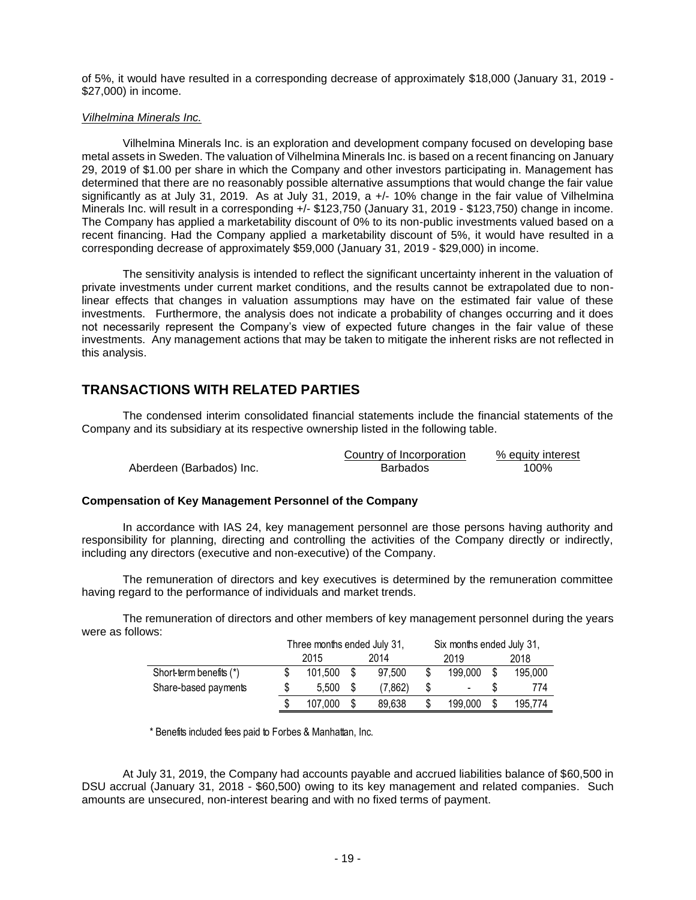of 5%, it would have resulted in a corresponding decrease of approximately $18,000 (January 31, 2019 - $27,000) in income.

*Vilhelmina Minerals Inc.*

Vilhelmina Minerals Inc. is an exploration and development company focused on developing base metal assets in Sweden. The valuation of Vilhelmina Minerals Inc. is based on a recent financing on January 29, 2019 of $1.00 per share in which the Company and other investors participating in. Management has determined that there are no reasonably possible alternative assumptions that would change the fair value significantly as at July 31, 2019. As at July 31, 2019, a +/- 10% change in the fair value of Vilhelmina Minerals Inc. will result in a corresponding +/- $123,750 (January 31, 2019 - $123,750) change in income. The Company has applied a marketability discount of 0% to its non-public investments valued based on a recent financing. Had the Company applied a marketability discount of 5%, it would have resulted in a corresponding decrease of approximately $59,000 (January 31, 2019 - $29,000) in income.

The sensitivity analysis is intended to reflect the significant uncertainty inherent in the valuation of private investments under current market conditions, and the results cannot be extrapolated due to non-linear effects that changes in valuation assumptions may have on the estimated fair value of these investments. Furthermore, the analysis does not indicate a probability of changes occurring and it does not necessarily represent the Company's view of expected future changes in the fair value of these investments. Any management actions that may be taken to mitigate the inherent risks are not reflected in this analysis.

## TRANSACTIONS WITH RELATED PARTIES

The condensed interim consolidated financial statements include the financial statements of the Company and its subsidiary at its respective ownership listed in the following table.

| | Country of Incorporation | % equity interest |
|---|---|---|
| Aberdeen (Barbados) Inc. | Barbados | 100% |

**Compensation of Key Management Personnel of the Company**

In accordance with IAS 24, key management personnel are those persons having authority and responsibility for planning, directing and controlling the activities of the Company directly or indirectly, including any directors (executive and non-executive) of the Company.

The remuneration of directors and key executives is determined by the remuneration committee having regard to the performance of individuals and market trends.

The remuneration of directors and other members of key management personnel during the years were as follows:

| | Three months ended July 31, | | Six months ended July 31, | |
|---|---|---|---|---|
| | 2015 | 2014 | 2019 | 2018 |
| Short-term benefits (*) | $ 101,500 | $ 97,500 | $ 199,000 | $ 195,000 |
| Share-based payments | $ 5,500 | $ (7,862) | $ - | $ 774 |
| | $ 107,000 | $ 89,638 | $ 199,000 | $ 195,774 |

\* Benefits included fees paid to Forbes & Manhattan, Inc.

At July 31, 2019, the Company had accounts payable and accrued liabilities balance of $60,500 in DSU accrual (January 31, 2018 - $60,500) owing to its key management and related companies. Such amounts are unsecured, non-interest bearing and with no fixed terms of payment.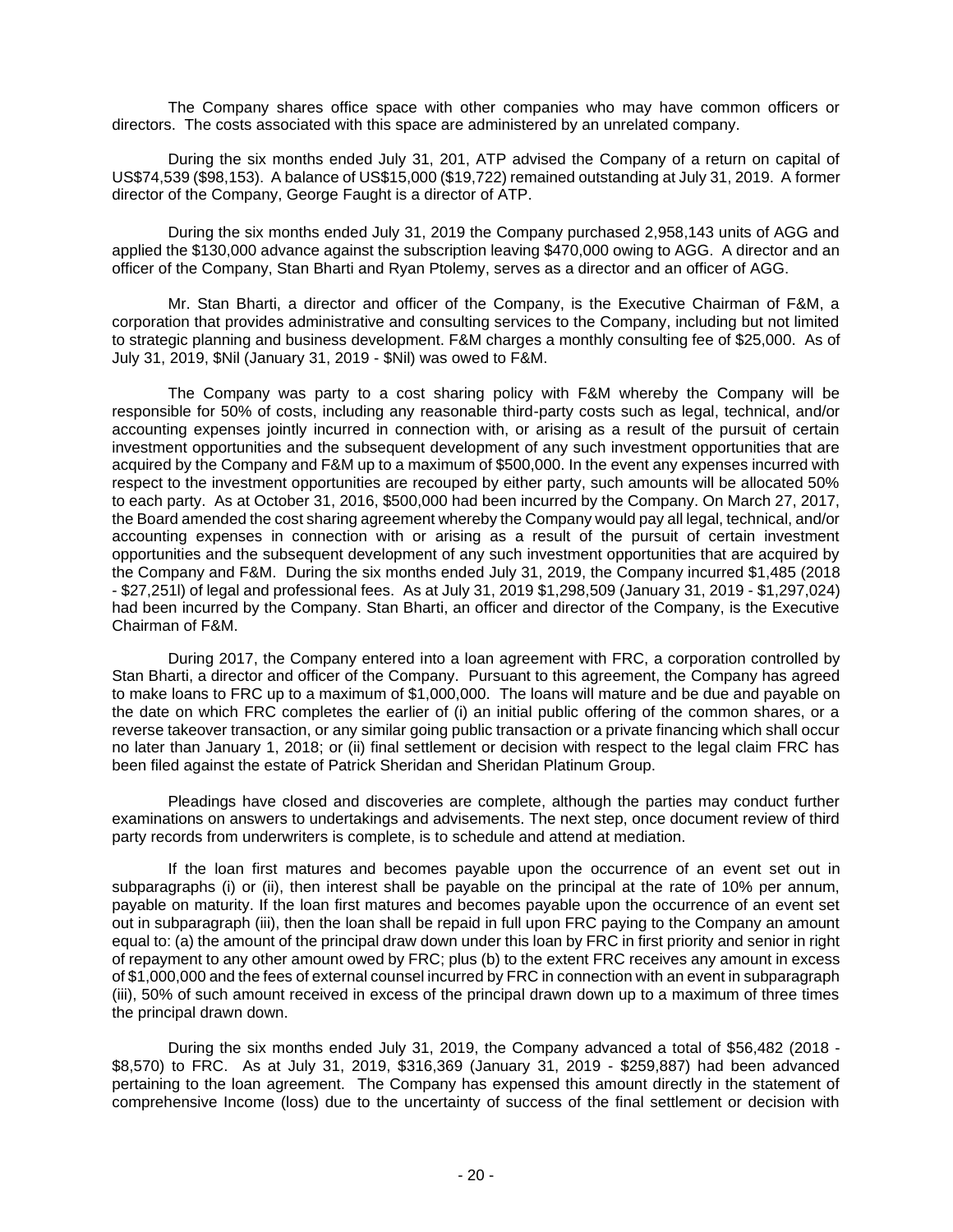The Company shares office space with other companies who may have common officers or directors. The costs associated with this space are administered by an unrelated company.

During the six months ended July 31, 201, ATP advised the Company of a return on capital of US$74,539 ($98,153). A balance of US$15,000 ($19,722) remained outstanding at July 31, 2019. A former director of the Company, George Faught is a director of ATP.

During the six months ended July 31, 2019 the Company purchased 2,958,143 units of AGG and applied the $130,000 advance against the subscription leaving $470,000 owing to AGG. A director and an officer of the Company, Stan Bharti and Ryan Ptolemy, serves as a director and an officer of AGG.

Mr. Stan Bharti, a director and officer of the Company, is the Executive Chairman of F&M, a corporation that provides administrative and consulting services to the Company, including but not limited to strategic planning and business development. F&M charges a monthly consulting fee of $25,000. As of July 31, 2019, $Nil (January 31, 2019 - $Nil) was owed to F&M.

The Company was party to a cost sharing policy with F&M whereby the Company will be responsible for 50% of costs, including any reasonable third-party costs such as legal, technical, and/or accounting expenses jointly incurred in connection with, or arising as a result of the pursuit of certain investment opportunities and the subsequent development of any such investment opportunities that are acquired by the Company and F&M up to a maximum of $500,000. In the event any expenses incurred with respect to the investment opportunities are recouped by either party, such amounts will be allocated 50% to each party. As at October 31, 2016, $500,000 had been incurred by the Company. On March 27, 2017, the Board amended the cost sharing agreement whereby the Company would pay all legal, technical, and/or accounting expenses in connection with or arising as a result of the pursuit of certain investment opportunities and the subsequent development of any such investment opportunities that are acquired by the Company and F&M. During the six months ended July 31, 2019, the Company incurred $1,485 (2018 - $27,251l) of legal and professional fees. As at July 31, 2019 $1,298,509 (January 31, 2019 - $1,297,024) had been incurred by the Company. Stan Bharti, an officer and director of the Company, is the Executive Chairman of F&M.

During 2017, the Company entered into a loan agreement with FRC, a corporation controlled by Stan Bharti, a director and officer of the Company. Pursuant to this agreement, the Company has agreed to make loans to FRC up to a maximum of $1,000,000. The loans will mature and be due and payable on the date on which FRC completes the earlier of (i) an initial public offering of the common shares, or a reverse takeover transaction, or any similar going public transaction or a private financing which shall occur no later than January 1, 2018; or (ii) final settlement or decision with respect to the legal claim FRC has been filed against the estate of Patrick Sheridan and Sheridan Platinum Group.

Pleadings have closed and discoveries are complete, although the parties may conduct further examinations on answers to undertakings and advisements. The next step, once document review of third party records from underwriters is complete, is to schedule and attend at mediation.

If the loan first matures and becomes payable upon the occurrence of an event set out in subparagraphs (i) or (ii), then interest shall be payable on the principal at the rate of 10% per annum, payable on maturity. If the loan first matures and becomes payable upon the occurrence of an event set out in subparagraph (iii), then the loan shall be repaid in full upon FRC paying to the Company an amount equal to: (a) the amount of the principal draw down under this loan by FRC in first priority and senior in right of repayment to any other amount owed by FRC; plus (b) to the extent FRC receives any amount in excess of $1,000,000 and the fees of external counsel incurred by FRC in connection with an event in subparagraph (iii), 50% of such amount received in excess of the principal drawn down up to a maximum of three times the principal drawn down.

During the six months ended July 31, 2019, the Company advanced a total of $56,482 (2018 - $8,570) to FRC. As at July 31, 2019, $316,369 (January 31, 2019 - $259,887) had been advanced pertaining to the loan agreement. The Company has expensed this amount directly in the statement of comprehensive Income (loss) due to the uncertainty of success of the final settlement or decision with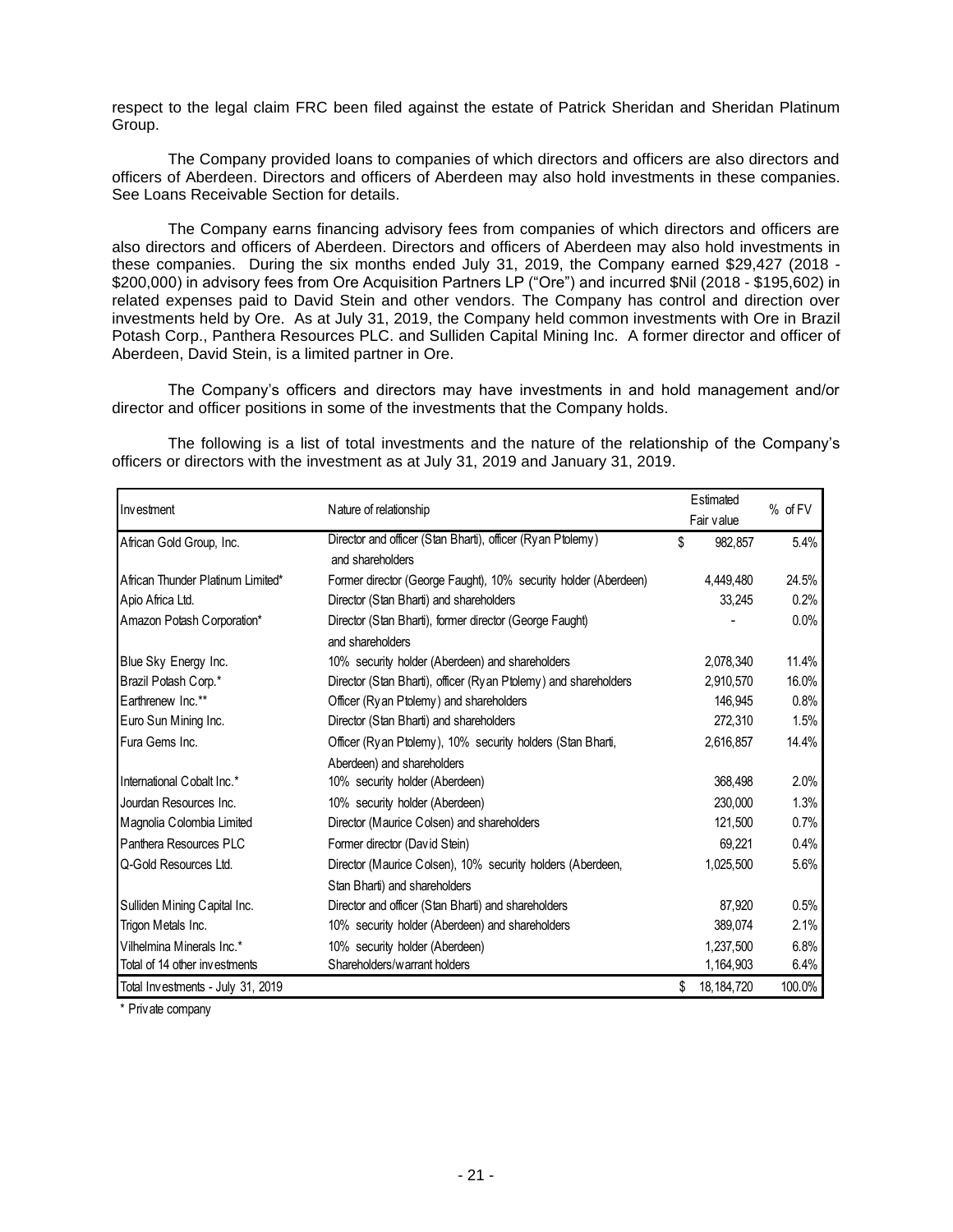respect to the legal claim FRC been filed against the estate of Patrick Sheridan and Sheridan Platinum Group.

The Company provided loans to companies of which directors and officers are also directors and officers of Aberdeen. Directors and officers of Aberdeen may also hold investments in these companies. See Loans Receivable Section for details.

The Company earns financing advisory fees from companies of which directors and officers are also directors and officers of Aberdeen. Directors and officers of Aberdeen may also hold investments in these companies. During the six months ended July 31, 2019, the Company earned $29,427 (2018 - $200,000) in advisory fees from Ore Acquisition Partners LP ("Ore") and incurred $Nil (2018 - $195,602) in related expenses paid to David Stein and other vendors. The Company has control and direction over investments held by Ore. As at July 31, 2019, the Company held common investments with Ore in Brazil Potash Corp., Panthera Resources PLC. and Sulliden Capital Mining Inc. A former director and officer of Aberdeen, David Stein, is a limited partner in Ore.

The Company's officers and directors may have investments in and hold management and/or director and officer positions in some of the investments that the Company holds.

The following is a list of total investments and the nature of the relationship of the Company's officers or directors with the investment as at July 31, 2019 and January 31, 2019.

| Investment | Nature of relationship | Estimated Fair value | % of FV |
|---|---|---|---|
| African Gold Group, Inc. | Director and officer (Stan Bharti), officer (Ryan Ptolemy) and shareholders | $ 982,857 | 5.4% |
| African Thunder Platinum Limited* | Former director (George Faught), 10% security holder (Aberdeen) | 4,449,480 | 24.5% |
| Apio Africa Ltd. | Director (Stan Bharti) and shareholders | 33,245 | 0.2% |
| Amazon Potash Corporation* | Director (Stan Bharti), former director (George Faught) and shareholders | - | 0.0% |
| Blue Sky Energy Inc. | 10% security holder (Aberdeen) and shareholders | 2,078,340 | 11.4% |
| Brazil Potash Corp.* | Director (Stan Bharti), officer (Ryan Ptolemy) and shareholders | 2,910,570 | 16.0% |
| Earthrenew Inc.** | Officer (Ryan Ptolemy) and shareholders | 146,945 | 0.8% |
| Euro Sun Mining Inc. | Director (Stan Bharti) and shareholders | 272,310 | 1.5% |
| Fura Gems Inc. | Officer (Ryan Ptolemy), 10% security holders (Stan Bharti, Aberdeen) and shareholders | 2,616,857 | 14.4% |
| International Cobalt Inc.* | 10% security holder (Aberdeen) | 368,498 | 2.0% |
| Jourdan Resources Inc. | 10% security holder (Aberdeen) | 230,000 | 1.3% |
| Magnolia Colombia Limited | Director (Maurice Colsen) and shareholders | 121,500 | 0.7% |
| Panthera Resources PLC | Former director (David Stein) | 69,221 | 0.4% |
| Q-Gold Resources Ltd. | Director (Maurice Colsen), 10% security holders (Aberdeen, Stan Bharti) and shareholders | 1,025,500 | 5.6% |
| Sulliden Mining Capital Inc. | Director and officer (Stan Bharti) and shareholders | 87,920 | 0.5% |
| Trigon Metals Inc. | 10% security holder (Aberdeen) and shareholders | 389,074 | 2.1% |
| Vilhelmina Minerals Inc.* | 10% security holder (Aberdeen) | 1,237,500 | 6.8% |
| Total of 14 other investments | Shareholders/warrant holders | 1,164,903 | 6.4% |
| Total Investments - July 31, 2019 | | $ 18,184,720 | 100.0% |

\* Private company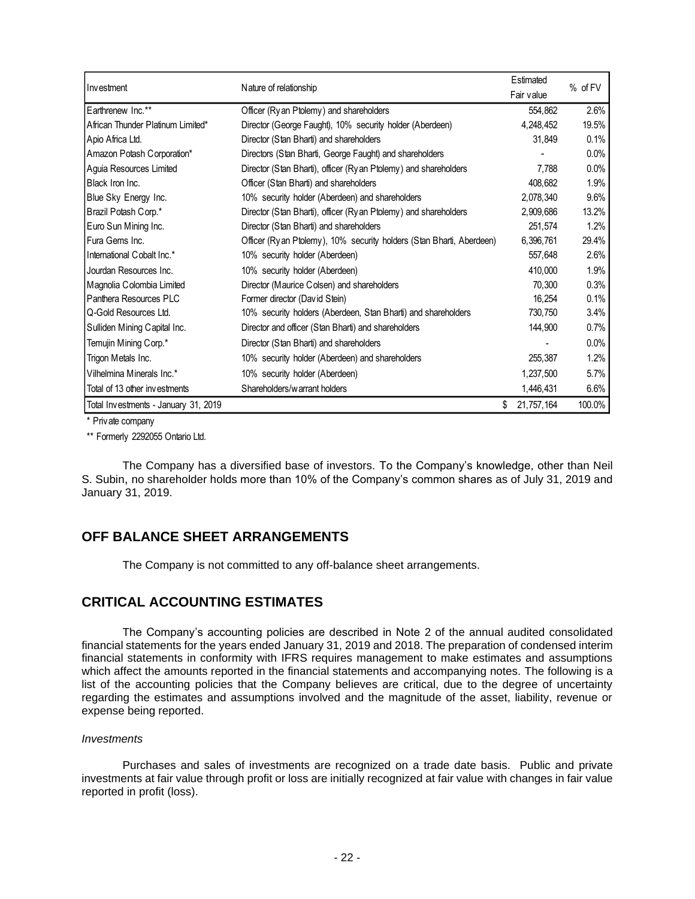| Investment | Nature of relationship | Estimated Fair value | % of FV |
|---|---|---|---|
| Earthrenew Inc.** | Officer (Ryan Ptolemy) and shareholders | 554,862 | 2.6% |
| African Thunder Platinum Limited* | Director (George Faught), 10% security holder (Aberdeen) | 4,248,452 | 19.5% |
| Apio Africa Ltd. | Director (Stan Bharti) and shareholders | 31,849 | 0.1% |
| Amazon Potash Corporation* | Directors (Stan Bharti, George Faught) and shareholders | - | 0.0% |
| Aguia Resources Limited | Director (Stan Bharti), officer (Ryan Ptolemy) and shareholders | 7,788 | 0.0% |
| Black Iron Inc. | Officer (Stan Bharti) and shareholders | 408,682 | 1.9% |
| Blue Sky Energy Inc. | 10% security holder (Aberdeen) and shareholders | 2,078,340 | 9.6% |
| Brazil Potash Corp.* | Director (Stan Bharti), officer (Ryan Ptolemy) and shareholders | 2,909,686 | 13.2% |
| Euro Sun Mining Inc. | Director (Stan Bharti) and shareholders | 251,574 | 1.2% |
| Fura Gems Inc. | Officer (Ryan Ptolemy), 10% security holders (Stan Bharti, Aberdeen) | 6,396,761 | 29.4% |
| International Cobalt Inc.* | 10% security holder (Aberdeen) | 557,648 | 2.6% |
| Jourdan Resources Inc. | 10% security holder (Aberdeen) | 410,000 | 1.9% |
| Magnolia Colombia Limited | Director (Maurice Colsen) and shareholders | 70,300 | 0.3% |
| Panthera Resources PLC | Former director (David Stein) | 16,254 | 0.1% |
| Q-Gold Resources Ltd. | 10% security holders (Aberdeen, Stan Bharti) and shareholders | 730,750 | 3.4% |
| Sulliden Mining Capital Inc. | Director and officer (Stan Bharti) and shareholders | 144,900 | 0.7% |
| Temujin Mining Corp.* | Director (Stan Bharti) and shareholders | - | 0.0% |
| Trigon Metals Inc. | 10% security holder (Aberdeen) and shareholders | 255,387 | 1.2% |
| Vilhelmina Minerals Inc.* | 10% security holder (Aberdeen) | 1,237,500 | 5.7% |
| Total of 13 other investments | Shareholders/warrant holders | 1,446,431 | 6.6% |
| Total Investments - January 31, 2019 | | $ 21,757,164 | 100.0% |

\* Private company

\** Formerly 2292055 Ontario Ltd.

The Company has a diversified base of investors. To the Company's knowledge, other than Neil S. Subin, no shareholder holds more than 10% of the Company's common shares as of July 31, 2019 and January 31, 2019.

## OFF BALANCE SHEET ARRANGEMENTS

The Company is not committed to any off-balance sheet arrangements.

## CRITICAL ACCOUNTING ESTIMATES

The Company's accounting policies are described in Note 2 of the annual audited consolidated financial statements for the years ended January 31, 2019 and 2018. The preparation of condensed interim financial statements in conformity with IFRS requires management to make estimates and assumptions which affect the amounts reported in the financial statements and accompanying notes. The following is a list of the accounting policies that the Company believes are critical, due to the degree of uncertainty regarding the estimates and assumptions involved and the magnitude of the asset, liability, revenue or expense being reported.

*Investments*

Purchases and sales of investments are recognized on a trade date basis. Public and private investments at fair value through profit or loss are initially recognized at fair value with changes in fair value reported in profit (loss).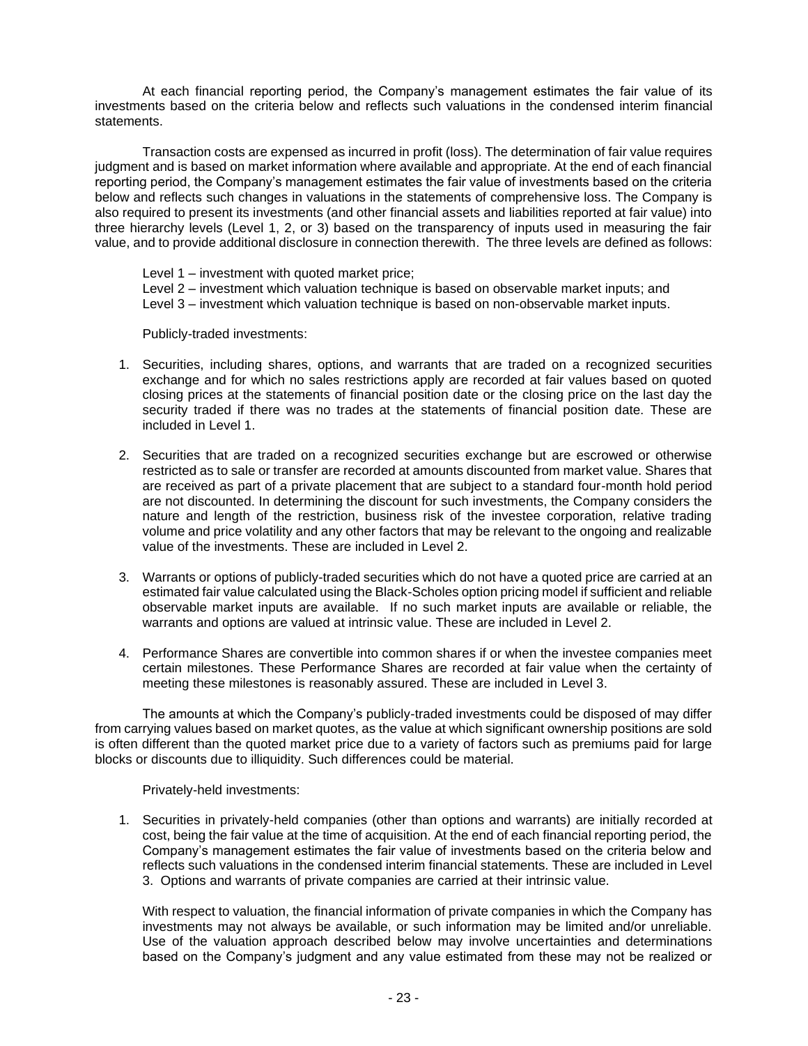At each financial reporting period, the Company's management estimates the fair value of its investments based on the criteria below and reflects such valuations in the condensed interim financial statements.

Transaction costs are expensed as incurred in profit (loss). The determination of fair value requires judgment and is based on market information where available and appropriate. At the end of each financial reporting period, the Company's management estimates the fair value of investments based on the criteria below and reflects such changes in valuations in the statements of comprehensive loss. The Company is also required to present its investments (and other financial assets and liabilities reported at fair value) into three hierarchy levels (Level 1, 2, or 3) based on the transparency of inputs used in measuring the fair value, and to provide additional disclosure in connection therewith. The three levels are defined as follows:

Level 1 – investment with quoted market price;
Level 2 – investment which valuation technique is based on observable market inputs; and
Level 3 – investment which valuation technique is based on non-observable market inputs.

Publicly-traded investments:

1. Securities, including shares, options, and warrants that are traded on a recognized securities exchange and for which no sales restrictions apply are recorded at fair values based on quoted closing prices at the statements of financial position date or the closing price on the last day the security traded if there was no trades at the statements of financial position date. These are included in Level 1.

2. Securities that are traded on a recognized securities exchange but are escrowed or otherwise restricted as to sale or transfer are recorded at amounts discounted from market value. Shares that are received as part of a private placement that are subject to a standard four-month hold period are not discounted. In determining the discount for such investments, the Company considers the nature and length of the restriction, business risk of the investee corporation, relative trading volume and price volatility and any other factors that may be relevant to the ongoing and realizable value of the investments. These are included in Level 2.

3. Warrants or options of publicly-traded securities which do not have a quoted price are carried at an estimated fair value calculated using the Black-Scholes option pricing model if sufficient and reliable observable market inputs are available. If no such market inputs are available or reliable, the warrants and options are valued at intrinsic value. These are included in Level 2.

4. Performance Shares are convertible into common shares if or when the investee companies meet certain milestones. These Performance Shares are recorded at fair value when the certainty of meeting these milestones is reasonably assured. These are included in Level 3.

The amounts at which the Company's publicly-traded investments could be disposed of may differ from carrying values based on market quotes, as the value at which significant ownership positions are sold is often different than the quoted market price due to a variety of factors such as premiums paid for large blocks or discounts due to illiquidity. Such differences could be material.

Privately-held investments:

1. Securities in privately-held companies (other than options and warrants) are initially recorded at cost, being the fair value at the time of acquisition. At the end of each financial reporting period, the Company's management estimates the fair value of investments based on the criteria below and reflects such valuations in the condensed interim financial statements. These are included in Level 3. Options and warrants of private companies are carried at their intrinsic value.

   With respect to valuation, the financial information of private companies in which the Company has investments may not always be available, or such information may be limited and/or unreliable. Use of the valuation approach described below may involve uncertainties and determinations based on the Company's judgment and any value estimated from these may not be realized or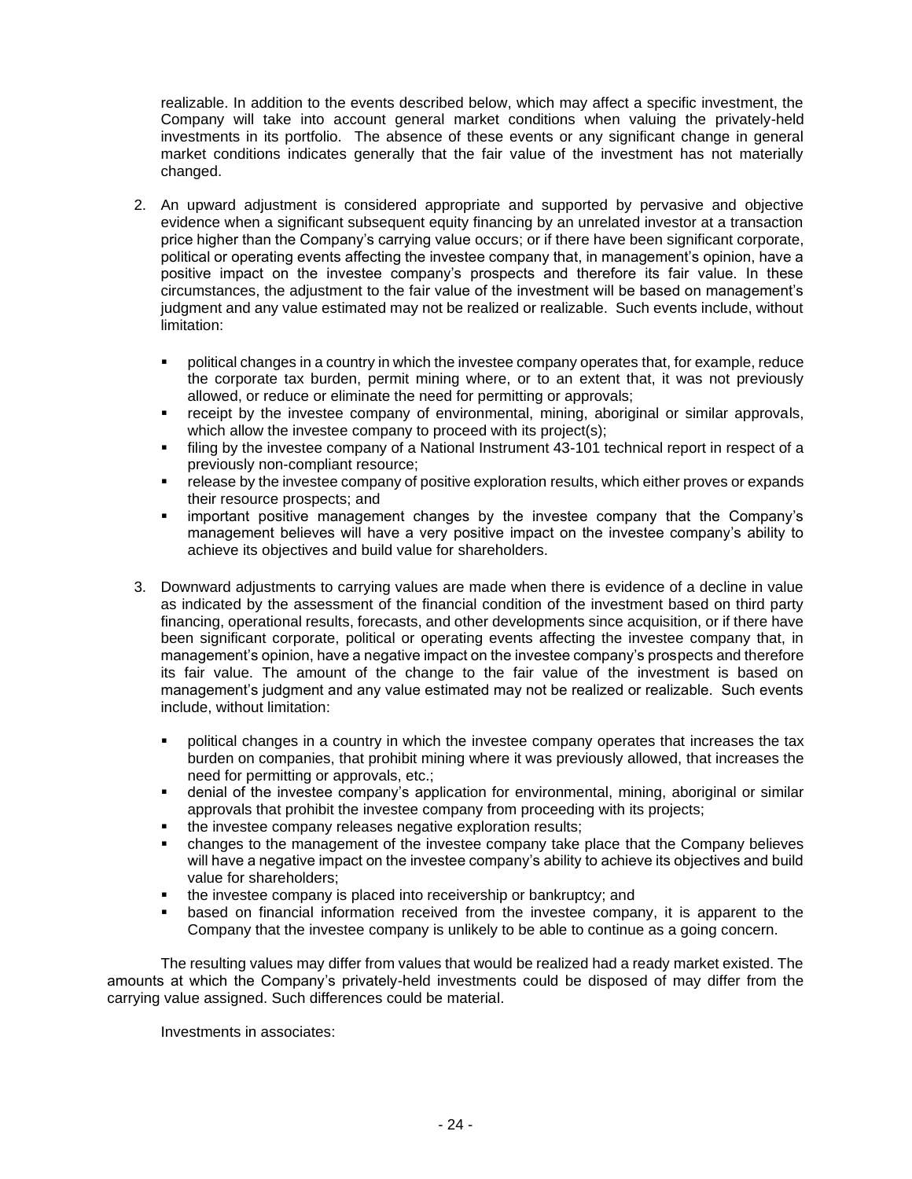realizable. In addition to the events described below, which may affect a specific investment, the Company will take into account general market conditions when valuing the privately-held investments in its portfolio. The absence of these events or any significant change in general market conditions indicates generally that the fair value of the investment has not materially changed.

2. An upward adjustment is considered appropriate and supported by pervasive and objective evidence when a significant subsequent equity financing by an unrelated investor at a transaction price higher than the Company's carrying value occurs; or if there have been significant corporate, political or operating events affecting the investee company that, in management's opinion, have a positive impact on the investee company's prospects and therefore its fair value. In these circumstances, the adjustment to the fair value of the investment will be based on management's judgment and any value estimated may not be realized or realizable. Such events include, without limitation:

   - political changes in a country in which the investee company operates that, for example, reduce the corporate tax burden, permit mining where, or to an extent that, it was not previously allowed, or reduce or eliminate the need for permitting or approvals;
   - receipt by the investee company of environmental, mining, aboriginal or similar approvals, which allow the investee company to proceed with its project(s);
   - filing by the investee company of a National Instrument 43-101 technical report in respect of a previously non-compliant resource;
   - release by the investee company of positive exploration results, which either proves or expands their resource prospects; and
   - important positive management changes by the investee company that the Company's management believes will have a very positive impact on the investee company's ability to achieve its objectives and build value for shareholders.

3. Downward adjustments to carrying values are made when there is evidence of a decline in value as indicated by the assessment of the financial condition of the investment based on third party financing, operational results, forecasts, and other developments since acquisition, or if there have been significant corporate, political or operating events affecting the investee company that, in management's opinion, have a negative impact on the investee company's prospects and therefore its fair value. The amount of the change to the fair value of the investment is based on management's judgment and any value estimated may not be realized or realizable. Such events include, without limitation:

   - political changes in a country in which the investee company operates that increases the tax burden on companies, that prohibit mining where it was previously allowed, that increases the need for permitting or approvals, etc.;
   - denial of the investee company's application for environmental, mining, aboriginal or similar approvals that prohibit the investee company from proceeding with its projects;
   - the investee company releases negative exploration results;
   - changes to the management of the investee company take place that the Company believes will have a negative impact on the investee company's ability to achieve its objectives and build value for shareholders;
   - the investee company is placed into receivership or bankruptcy; and
   - based on financial information received from the investee company, it is apparent to the Company that the investee company is unlikely to be able to continue as a going concern.

The resulting values may differ from values that would be realized had a ready market existed. The amounts at which the Company's privately-held investments could be disposed of may differ from the carrying value assigned. Such differences could be material.

Investments in associates: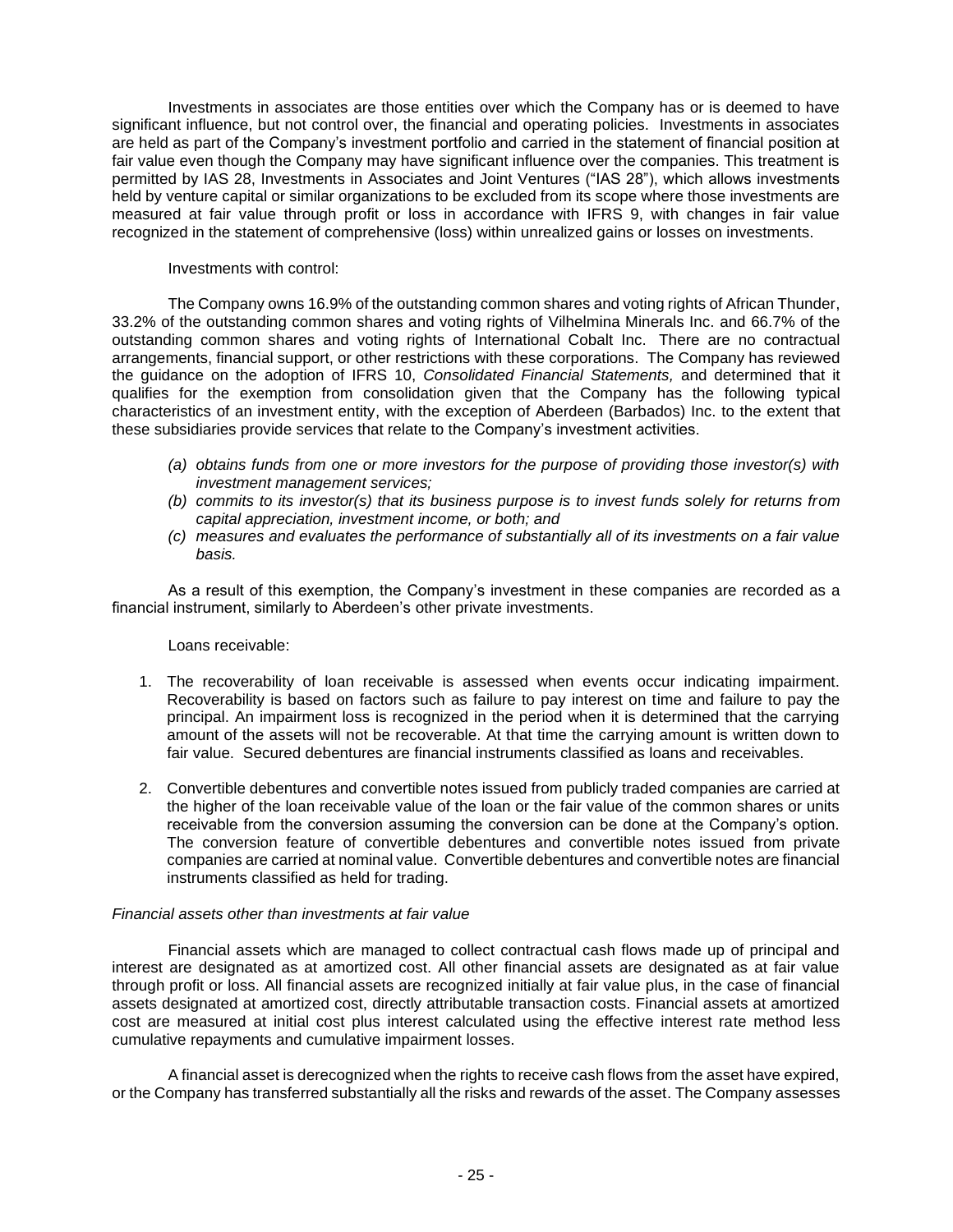Investments in associates are those entities over which the Company has or is deemed to have significant influence, but not control over, the financial and operating policies. Investments in associates are held as part of the Company's investment portfolio and carried in the statement of financial position at fair value even though the Company may have significant influence over the companies. This treatment is permitted by IAS 28, Investments in Associates and Joint Ventures ("IAS 28"), which allows investments held by venture capital or similar organizations to be excluded from its scope where those investments are measured at fair value through profit or loss in accordance with IFRS 9, with changes in fair value recognized in the statement of comprehensive (loss) within unrealized gains or losses on investments.

Investments with control:

The Company owns 16.9% of the outstanding common shares and voting rights of African Thunder, 33.2% of the outstanding common shares and voting rights of Vilhelmina Minerals Inc. and 66.7% of the outstanding common shares and voting rights of International Cobalt Inc. There are no contractual arrangements, financial support, or other restrictions with these corporations. The Company has reviewed the guidance on the adoption of IFRS 10, *Consolidated Financial Statements,* and determined that it qualifies for the exemption from consolidation given that the Company has the following typical characteristics of an investment entity, with the exception of Aberdeen (Barbados) Inc. to the extent that these subsidiaries provide services that relate to the Company's investment activities.

- *(a) obtains funds from one or more investors for the purpose of providing those investor(s) with investment management services;*
- *(b) commits to its investor(s) that its business purpose is to invest funds solely for returns from capital appreciation, investment income, or both; and*
- *(c) measures and evaluates the performance of substantially all of its investments on a fair value basis.*

As a result of this exemption, the Company's investment in these companies are recorded as a financial instrument, similarly to Aberdeen's other private investments.

Loans receivable:

1. The recoverability of loan receivable is assessed when events occur indicating impairment. Recoverability is based on factors such as failure to pay interest on time and failure to pay the principal. An impairment loss is recognized in the period when it is determined that the carrying amount of the assets will not be recoverable. At that time the carrying amount is written down to fair value. Secured debentures are financial instruments classified as loans and receivables.

2. Convertible debentures and convertible notes issued from publicly traded companies are carried at the higher of the loan receivable value of the loan or the fair value of the common shares or units receivable from the conversion assuming the conversion can be done at the Company's option. The conversion feature of convertible debentures and convertible notes issued from private companies are carried at nominal value. Convertible debentures and convertible notes are financial instruments classified as held for trading.

*Financial assets other than investments at fair value*

Financial assets which are managed to collect contractual cash flows made up of principal and interest are designated as at amortized cost. All other financial assets are designated as at fair value through profit or loss. All financial assets are recognized initially at fair value plus, in the case of financial assets designated at amortized cost, directly attributable transaction costs. Financial assets at amortized cost are measured at initial cost plus interest calculated using the effective interest rate method less cumulative repayments and cumulative impairment losses.

A financial asset is derecognized when the rights to receive cash flows from the asset have expired, or the Company has transferred substantially all the risks and rewards of the asset. The Company assesses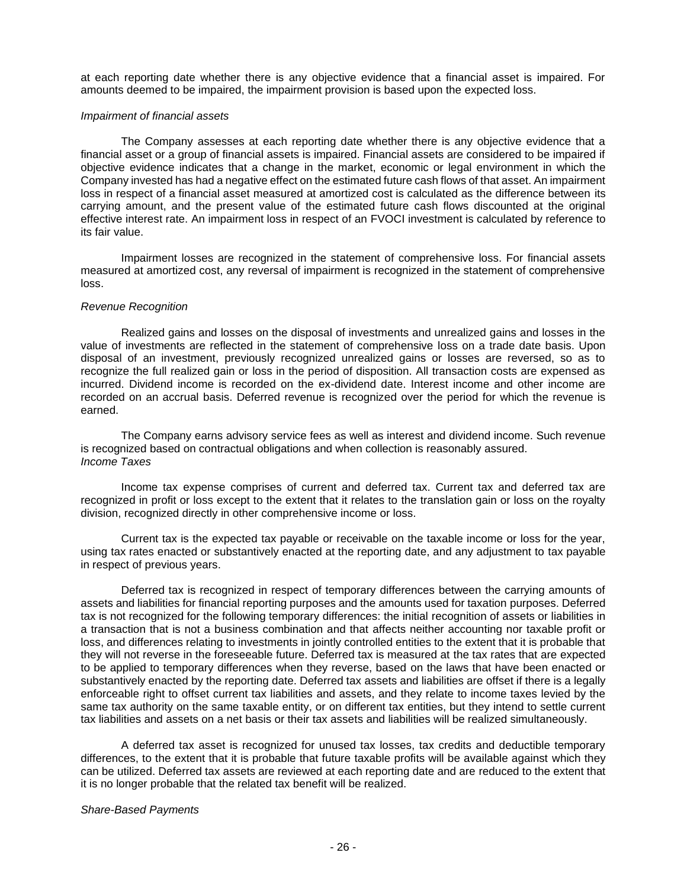at each reporting date whether there is any objective evidence that a financial asset is impaired. For amounts deemed to be impaired, the impairment provision is based upon the expected loss.

*Impairment of financial assets*

The Company assesses at each reporting date whether there is any objective evidence that a financial asset or a group of financial assets is impaired. Financial assets are considered to be impaired if objective evidence indicates that a change in the market, economic or legal environment in which the Company invested has had a negative effect on the estimated future cash flows of that asset. An impairment loss in respect of a financial asset measured at amortized cost is calculated as the difference between its carrying amount, and the present value of the estimated future cash flows discounted at the original effective interest rate. An impairment loss in respect of an FVOCI investment is calculated by reference to its fair value.

Impairment losses are recognized in the statement of comprehensive loss. For financial assets measured at amortized cost, any reversal of impairment is recognized in the statement of comprehensive loss.

*Revenue Recognition*

Realized gains and losses on the disposal of investments and unrealized gains and losses in the value of investments are reflected in the statement of comprehensive loss on a trade date basis. Upon disposal of an investment, previously recognized unrealized gains or losses are reversed, so as to recognize the full realized gain or loss in the period of disposition. All transaction costs are expensed as incurred. Dividend income is recorded on the ex-dividend date. Interest income and other income are recorded on an accrual basis. Deferred revenue is recognized over the period for which the revenue is earned.

The Company earns advisory service fees as well as interest and dividend income. Such revenue is recognized based on contractual obligations and when collection is reasonably assured.

*Income Taxes*

Income tax expense comprises of current and deferred tax. Current tax and deferred tax are recognized in profit or loss except to the extent that it relates to the translation gain or loss on the royalty division, recognized directly in other comprehensive income or loss.

Current tax is the expected tax payable or receivable on the taxable income or loss for the year, using tax rates enacted or substantively enacted at the reporting date, and any adjustment to tax payable in respect of previous years.

Deferred tax is recognized in respect of temporary differences between the carrying amounts of assets and liabilities for financial reporting purposes and the amounts used for taxation purposes. Deferred tax is not recognized for the following temporary differences: the initial recognition of assets or liabilities in a transaction that is not a business combination and that affects neither accounting nor taxable profit or loss, and differences relating to investments in jointly controlled entities to the extent that it is probable that they will not reverse in the foreseeable future. Deferred tax is measured at the tax rates that are expected to be applied to temporary differences when they reverse, based on the laws that have been enacted or substantively enacted by the reporting date. Deferred tax assets and liabilities are offset if there is a legally enforceable right to offset current tax liabilities and assets, and they relate to income taxes levied by the same tax authority on the same taxable entity, or on different tax entities, but they intend to settle current tax liabilities and assets on a net basis or their tax assets and liabilities will be realized simultaneously.

A deferred tax asset is recognized for unused tax losses, tax credits and deductible temporary differences, to the extent that it is probable that future taxable profits will be available against which they can be utilized. Deferred tax assets are reviewed at each reporting date and are reduced to the extent that it is no longer probable that the related tax benefit will be realized.

*Share-Based Payments*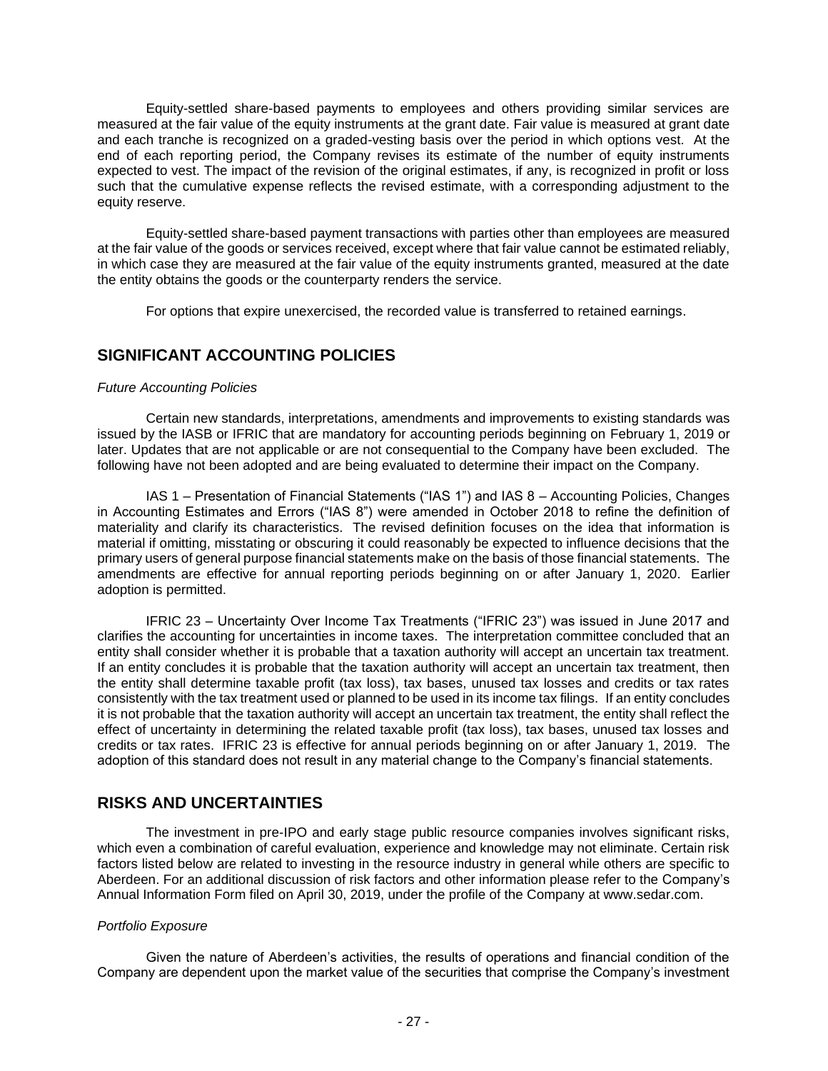Equity-settled share-based payments to employees and others providing similar services are measured at the fair value of the equity instruments at the grant date. Fair value is measured at grant date and each tranche is recognized on a graded-vesting basis over the period in which options vest. At the end of each reporting period, the Company revises its estimate of the number of equity instruments expected to vest. The impact of the revision of the original estimates, if any, is recognized in profit or loss such that the cumulative expense reflects the revised estimate, with a corresponding adjustment to the equity reserve.

Equity-settled share-based payment transactions with parties other than employees are measured at the fair value of the goods or services received, except where that fair value cannot be estimated reliably, in which case they are measured at the fair value of the equity instruments granted, measured at the date the entity obtains the goods or the counterparty renders the service.

For options that expire unexercised, the recorded value is transferred to retained earnings.

## SIGNIFICANT ACCOUNTING POLICIES

*Future Accounting Policies*

Certain new standards, interpretations, amendments and improvements to existing standards was issued by the IASB or IFRIC that are mandatory for accounting periods beginning on February 1, 2019 or later. Updates that are not applicable or are not consequential to the Company have been excluded. The following have not been adopted and are being evaluated to determine their impact on the Company.

IAS 1 – Presentation of Financial Statements ("IAS 1") and IAS 8 – Accounting Policies, Changes in Accounting Estimates and Errors ("IAS 8") were amended in October 2018 to refine the definition of materiality and clarify its characteristics. The revised definition focuses on the idea that information is material if omitting, misstating or obscuring it could reasonably be expected to influence decisions that the primary users of general purpose financial statements make on the basis of those financial statements. The amendments are effective for annual reporting periods beginning on or after January 1, 2020. Earlier adoption is permitted.

IFRIC 23 – Uncertainty Over Income Tax Treatments ("IFRIC 23") was issued in June 2017 and clarifies the accounting for uncertainties in income taxes. The interpretation committee concluded that an entity shall consider whether it is probable that a taxation authority will accept an uncertain tax treatment. If an entity concludes it is probable that the taxation authority will accept an uncertain tax treatment, then the entity shall determine taxable profit (tax loss), tax bases, unused tax losses and credits or tax rates consistently with the tax treatment used or planned to be used in its income tax filings. If an entity concludes it is not probable that the taxation authority will accept an uncertain tax treatment, the entity shall reflect the effect of uncertainty in determining the related taxable profit (tax loss), tax bases, unused tax losses and credits or tax rates. IFRIC 23 is effective for annual periods beginning on or after January 1, 2019. The adoption of this standard does not result in any material change to the Company's financial statements.

## RISKS AND UNCERTAINTIES

The investment in pre-IPO and early stage public resource companies involves significant risks, which even a combination of careful evaluation, experience and knowledge may not eliminate. Certain risk factors listed below are related to investing in the resource industry in general while others are specific to Aberdeen. For an additional discussion of risk factors and other information please refer to the Company's Annual Information Form filed on April 30, 2019, under the profile of the Company at www.sedar.com.

*Portfolio Exposure*

Given the nature of Aberdeen's activities, the results of operations and financial condition of the Company are dependent upon the market value of the securities that comprise the Company's investment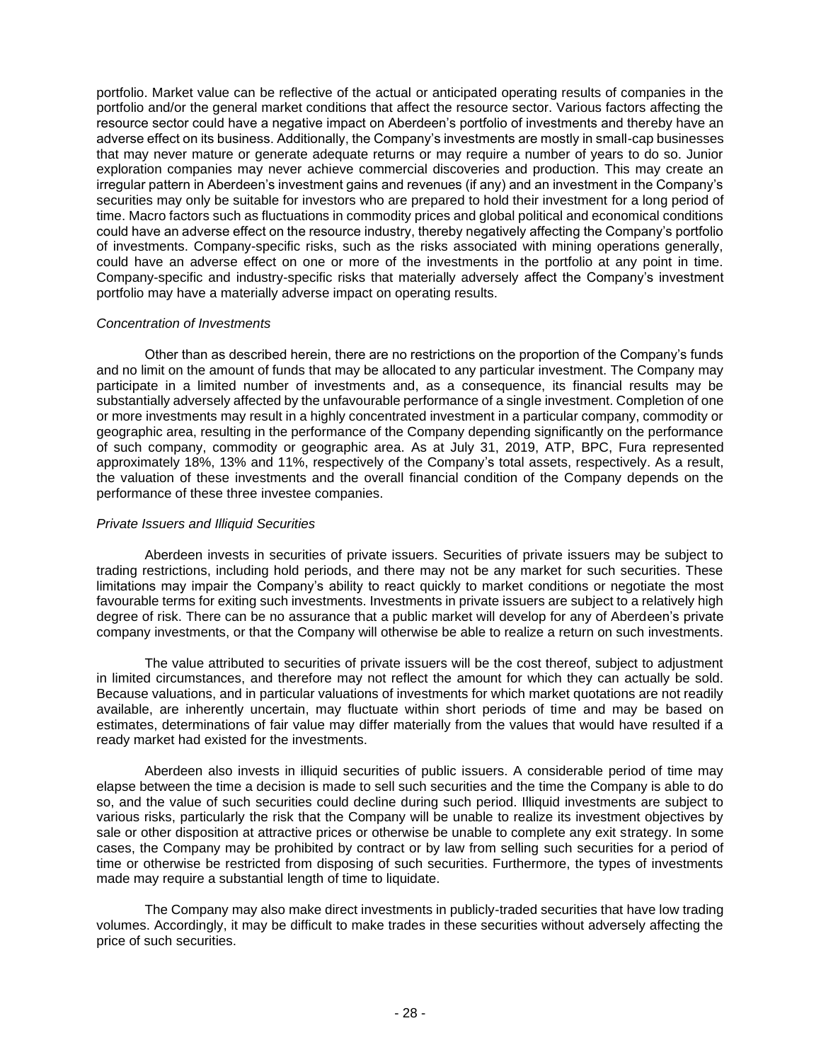portfolio. Market value can be reflective of the actual or anticipated operating results of companies in the portfolio and/or the general market conditions that affect the resource sector. Various factors affecting the resource sector could have a negative impact on Aberdeen's portfolio of investments and thereby have an adverse effect on its business. Additionally, the Company's investments are mostly in small-cap businesses that may never mature or generate adequate returns or may require a number of years to do so. Junior exploration companies may never achieve commercial discoveries and production. This may create an irregular pattern in Aberdeen's investment gains and revenues (if any) and an investment in the Company's securities may only be suitable for investors who are prepared to hold their investment for a long period of time. Macro factors such as fluctuations in commodity prices and global political and economical conditions could have an adverse effect on the resource industry, thereby negatively affecting the Company's portfolio of investments. Company-specific risks, such as the risks associated with mining operations generally, could have an adverse effect on one or more of the investments in the portfolio at any point in time. Company-specific and industry-specific risks that materially adversely affect the Company's investment portfolio may have a materially adverse impact on operating results.

*Concentration of Investments*

Other than as described herein, there are no restrictions on the proportion of the Company's funds and no limit on the amount of funds that may be allocated to any particular investment. The Company may participate in a limited number of investments and, as a consequence, its financial results may be substantially adversely affected by the unfavourable performance of a single investment. Completion of one or more investments may result in a highly concentrated investment in a particular company, commodity or geographic area, resulting in the performance of the Company depending significantly on the performance of such company, commodity or geographic area. As at July 31, 2019, ATP, BPC, Fura represented approximately 18%, 13% and 11%, respectively of the Company's total assets, respectively. As a result, the valuation of these investments and the overall financial condition of the Company depends on the performance of these three investee companies.

*Private Issuers and Illiquid Securities*

Aberdeen invests in securities of private issuers. Securities of private issuers may be subject to trading restrictions, including hold periods, and there may not be any market for such securities. These limitations may impair the Company's ability to react quickly to market conditions or negotiate the most favourable terms for exiting such investments. Investments in private issuers are subject to a relatively high degree of risk. There can be no assurance that a public market will develop for any of Aberdeen's private company investments, or that the Company will otherwise be able to realize a return on such investments.

The value attributed to securities of private issuers will be the cost thereof, subject to adjustment in limited circumstances, and therefore may not reflect the amount for which they can actually be sold. Because valuations, and in particular valuations of investments for which market quotations are not readily available, are inherently uncertain, may fluctuate within short periods of time and may be based on estimates, determinations of fair value may differ materially from the values that would have resulted if a ready market had existed for the investments.

Aberdeen also invests in illiquid securities of public issuers. A considerable period of time may elapse between the time a decision is made to sell such securities and the time the Company is able to do so, and the value of such securities could decline during such period. Illiquid investments are subject to various risks, particularly the risk that the Company will be unable to realize its investment objectives by sale or other disposition at attractive prices or otherwise be unable to complete any exit strategy. In some cases, the Company may be prohibited by contract or by law from selling such securities for a period of time or otherwise be restricted from disposing of such securities. Furthermore, the types of investments made may require a substantial length of time to liquidate.

The Company may also make direct investments in publicly-traded securities that have low trading volumes. Accordingly, it may be difficult to make trades in these securities without adversely affecting the price of such securities.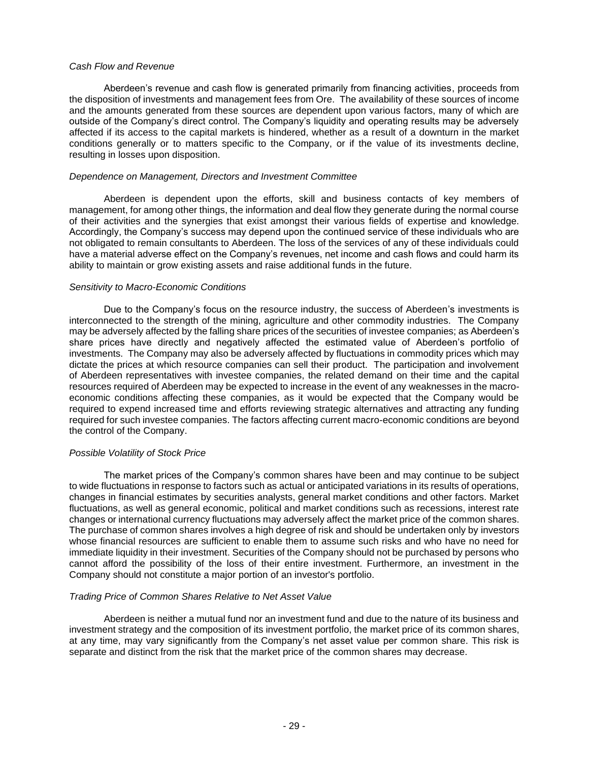*Cash Flow and Revenue*

Aberdeen's revenue and cash flow is generated primarily from financing activities, proceeds from the disposition of investments and management fees from Ore. The availability of these sources of income and the amounts generated from these sources are dependent upon various factors, many of which are outside of the Company's direct control. The Company's liquidity and operating results may be adversely affected if its access to the capital markets is hindered, whether as a result of a downturn in the market conditions generally or to matters specific to the Company, or if the value of its investments decline, resulting in losses upon disposition.

*Dependence on Management, Directors and Investment Committee*

Aberdeen is dependent upon the efforts, skill and business contacts of key members of management, for among other things, the information and deal flow they generate during the normal course of their activities and the synergies that exist amongst their various fields of expertise and knowledge. Accordingly, the Company's success may depend upon the continued service of these individuals who are not obligated to remain consultants to Aberdeen. The loss of the services of any of these individuals could have a material adverse effect on the Company's revenues, net income and cash flows and could harm its ability to maintain or grow existing assets and raise additional funds in the future.

*Sensitivity to Macro-Economic Conditions*

Due to the Company's focus on the resource industry, the success of Aberdeen's investments is interconnected to the strength of the mining, agriculture and other commodity industries. The Company may be adversely affected by the falling share prices of the securities of investee companies; as Aberdeen's share prices have directly and negatively affected the estimated value of Aberdeen's portfolio of investments. The Company may also be adversely affected by fluctuations in commodity prices which may dictate the prices at which resource companies can sell their product. The participation and involvement of Aberdeen representatives with investee companies, the related demand on their time and the capital resources required of Aberdeen may be expected to increase in the event of any weaknesses in the macro-economic conditions affecting these companies, as it would be expected that the Company would be required to expend increased time and efforts reviewing strategic alternatives and attracting any funding required for such investee companies. The factors affecting current macro-economic conditions are beyond the control of the Company.

*Possible Volatility of Stock Price*

The market prices of the Company's common shares have been and may continue to be subject to wide fluctuations in response to factors such as actual or anticipated variations in its results of operations, changes in financial estimates by securities analysts, general market conditions and other factors. Market fluctuations, as well as general economic, political and market conditions such as recessions, interest rate changes or international currency fluctuations may adversely affect the market price of the common shares. The purchase of common shares involves a high degree of risk and should be undertaken only by investors whose financial resources are sufficient to enable them to assume such risks and who have no need for immediate liquidity in their investment. Securities of the Company should not be purchased by persons who cannot afford the possibility of the loss of their entire investment. Furthermore, an investment in the Company should not constitute a major portion of an investor's portfolio.

*Trading Price of Common Shares Relative to Net Asset Value*

Aberdeen is neither a mutual fund nor an investment fund and due to the nature of its business and investment strategy and the composition of its investment portfolio, the market price of its common shares, at any time, may vary significantly from the Company's net asset value per common share. This risk is separate and distinct from the risk that the market price of the common shares may decrease.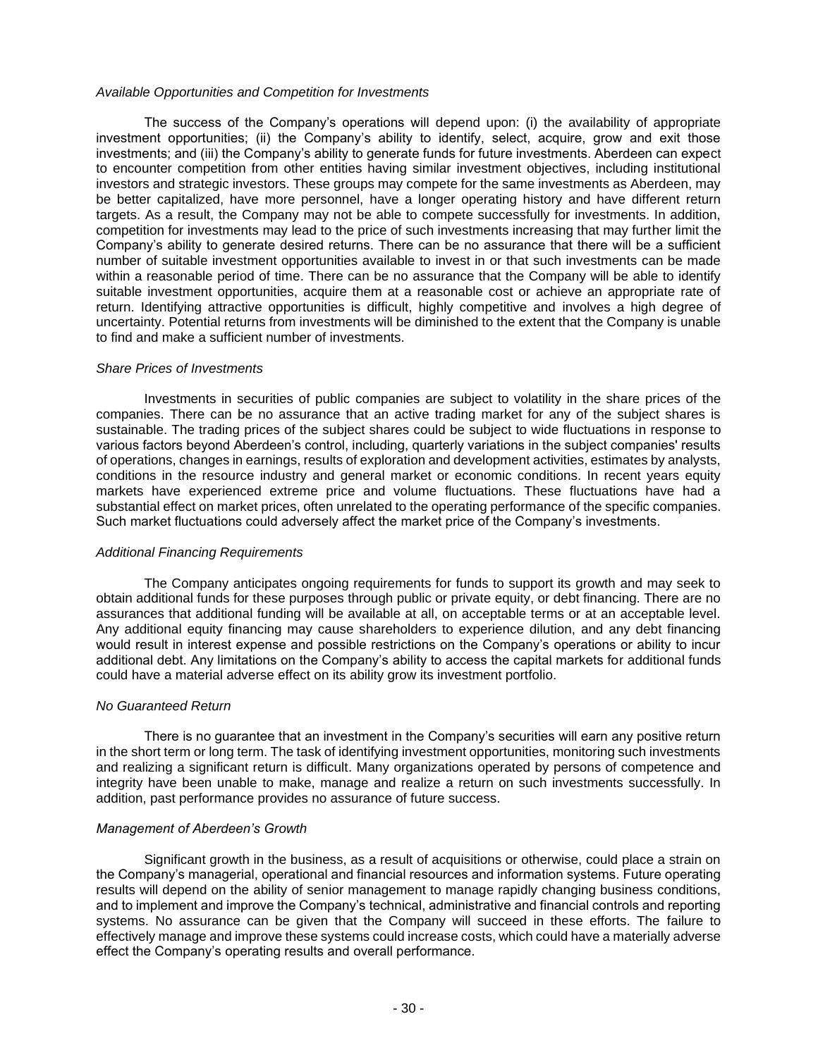*Available Opportunities and Competition for Investments*

The success of the Company's operations will depend upon: (i) the availability of appropriate investment opportunities; (ii) the Company's ability to identify, select, acquire, grow and exit those investments; and (iii) the Company's ability to generate funds for future investments. Aberdeen can expect to encounter competition from other entities having similar investment objectives, including institutional investors and strategic investors. These groups may compete for the same investments as Aberdeen, may be better capitalized, have more personnel, have a longer operating history and have different return targets. As a result, the Company may not be able to compete successfully for investments. In addition, competition for investments may lead to the price of such investments increasing that may further limit the Company's ability to generate desired returns. There can be no assurance that there will be a sufficient number of suitable investment opportunities available to invest in or that such investments can be made within a reasonable period of time. There can be no assurance that the Company will be able to identify suitable investment opportunities, acquire them at a reasonable cost or achieve an appropriate rate of return. Identifying attractive opportunities is difficult, highly competitive and involves a high degree of uncertainty. Potential returns from investments will be diminished to the extent that the Company is unable to find and make a sufficient number of investments.

*Share Prices of Investments*

Investments in securities of public companies are subject to volatility in the share prices of the companies. There can be no assurance that an active trading market for any of the subject shares is sustainable. The trading prices of the subject shares could be subject to wide fluctuations in response to various factors beyond Aberdeen's control, including, quarterly variations in the subject companies' results of operations, changes in earnings, results of exploration and development activities, estimates by analysts, conditions in the resource industry and general market or economic conditions. In recent years equity markets have experienced extreme price and volume fluctuations. These fluctuations have had a substantial effect on market prices, often unrelated to the operating performance of the specific companies. Such market fluctuations could adversely affect the market price of the Company's investments.

*Additional Financing Requirements*

The Company anticipates ongoing requirements for funds to support its growth and may seek to obtain additional funds for these purposes through public or private equity, or debt financing. There are no assurances that additional funding will be available at all, on acceptable terms or at an acceptable level. Any additional equity financing may cause shareholders to experience dilution, and any debt financing would result in interest expense and possible restrictions on the Company's operations or ability to incur additional debt. Any limitations on the Company's ability to access the capital markets for additional funds could have a material adverse effect on its ability grow its investment portfolio.

*No Guaranteed Return*

There is no guarantee that an investment in the Company's securities will earn any positive return in the short term or long term. The task of identifying investment opportunities, monitoring such investments and realizing a significant return is difficult. Many organizations operated by persons of competence and integrity have been unable to make, manage and realize a return on such investments successfully. In addition, past performance provides no assurance of future success.

*Management of Aberdeen's Growth*

Significant growth in the business, as a result of acquisitions or otherwise, could place a strain on the Company's managerial, operational and financial resources and information systems. Future operating results will depend on the ability of senior management to manage rapidly changing business conditions, and to implement and improve the Company's technical, administrative and financial controls and reporting systems. No assurance can be given that the Company will succeed in these efforts. The failure to effectively manage and improve these systems could increase costs, which could have a materially adverse effect the Company's operating results and overall performance.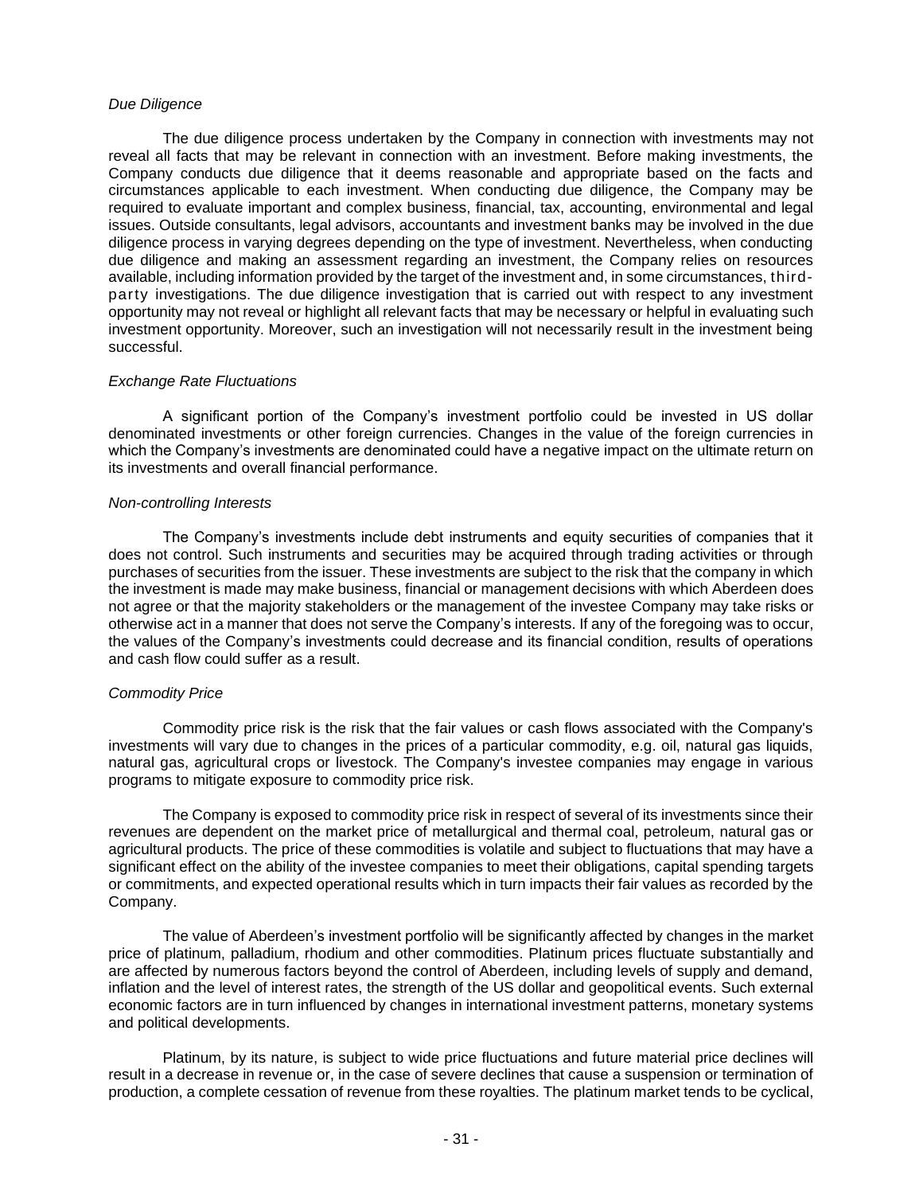*Due Diligence*

The due diligence process undertaken by the Company in connection with investments may not reveal all facts that may be relevant in connection with an investment. Before making investments, the Company conducts due diligence that it deems reasonable and appropriate based on the facts and circumstances applicable to each investment. When conducting due diligence, the Company may be required to evaluate important and complex business, financial, tax, accounting, environmental and legal issues. Outside consultants, legal advisors, accountants and investment banks may be involved in the due diligence process in varying degrees depending on the type of investment. Nevertheless, when conducting due diligence and making an assessment regarding an investment, the Company relies on resources available, including information provided by the target of the investment and, in some circumstances, third-party investigations. The due diligence investigation that is carried out with respect to any investment opportunity may not reveal or highlight all relevant facts that may be necessary or helpful in evaluating such investment opportunity. Moreover, such an investigation will not necessarily result in the investment being successful.

*Exchange Rate Fluctuations*

A significant portion of the Company's investment portfolio could be invested in US dollar denominated investments or other foreign currencies. Changes in the value of the foreign currencies in which the Company's investments are denominated could have a negative impact on the ultimate return on its investments and overall financial performance.

*Non-controlling Interests*

The Company's investments include debt instruments and equity securities of companies that it does not control. Such instruments and securities may be acquired through trading activities or through purchases of securities from the issuer. These investments are subject to the risk that the company in which the investment is made may make business, financial or management decisions with which Aberdeen does not agree or that the majority stakeholders or the management of the investee Company may take risks or otherwise act in a manner that does not serve the Company's interests. If any of the foregoing was to occur, the values of the Company's investments could decrease and its financial condition, results of operations and cash flow could suffer as a result.

*Commodity Price*

Commodity price risk is the risk that the fair values or cash flows associated with the Company's investments will vary due to changes in the prices of a particular commodity, e.g. oil, natural gas liquids, natural gas, agricultural crops or livestock. The Company's investee companies may engage in various programs to mitigate exposure to commodity price risk.

The Company is exposed to commodity price risk in respect of several of its investments since their revenues are dependent on the market price of metallurgical and thermal coal, petroleum, natural gas or agricultural products. The price of these commodities is volatile and subject to fluctuations that may have a significant effect on the ability of the investee companies to meet their obligations, capital spending targets or commitments, and expected operational results which in turn impacts their fair values as recorded by the Company.

The value of Aberdeen's investment portfolio will be significantly affected by changes in the market price of platinum, palladium, rhodium and other commodities. Platinum prices fluctuate substantially and are affected by numerous factors beyond the control of Aberdeen, including levels of supply and demand, inflation and the level of interest rates, the strength of the US dollar and geopolitical events. Such external economic factors are in turn influenced by changes in international investment patterns, monetary systems and political developments.

Platinum, by its nature, is subject to wide price fluctuations and future material price declines will result in a decrease in revenue or, in the case of severe declines that cause a suspension or termination of production, a complete cessation of revenue from these royalties. The platinum market tends to be cyclical,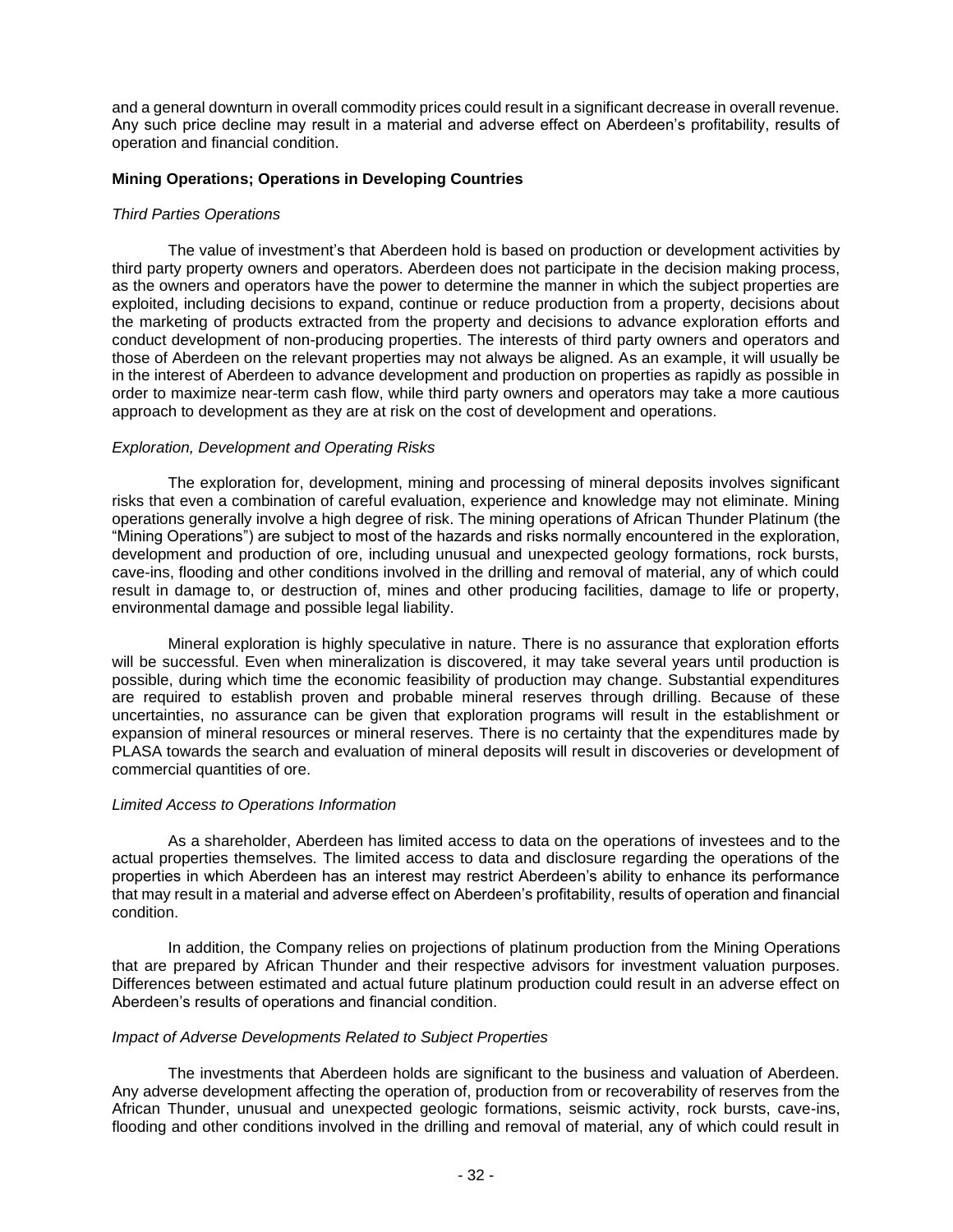and a general downturn in overall commodity prices could result in a significant decrease in overall revenue. Any such price decline may result in a material and adverse effect on Aberdeen's profitability, results of operation and financial condition.

**Mining Operations; Operations in Developing Countries**

*Third Parties Operations*

The value of investment's that Aberdeen hold is based on production or development activities by third party property owners and operators. Aberdeen does not participate in the decision making process, as the owners and operators have the power to determine the manner in which the subject properties are exploited, including decisions to expand, continue or reduce production from a property, decisions about the marketing of products extracted from the property and decisions to advance exploration efforts and conduct development of non-producing properties. The interests of third party owners and operators and those of Aberdeen on the relevant properties may not always be aligned. As an example, it will usually be in the interest of Aberdeen to advance development and production on properties as rapidly as possible in order to maximize near-term cash flow, while third party owners and operators may take a more cautious approach to development as they are at risk on the cost of development and operations.

*Exploration, Development and Operating Risks*

The exploration for, development, mining and processing of mineral deposits involves significant risks that even a combination of careful evaluation, experience and knowledge may not eliminate. Mining operations generally involve a high degree of risk. The mining operations of African Thunder Platinum (the "Mining Operations") are subject to most of the hazards and risks normally encountered in the exploration, development and production of ore, including unusual and unexpected geology formations, rock bursts, cave-ins, flooding and other conditions involved in the drilling and removal of material, any of which could result in damage to, or destruction of, mines and other producing facilities, damage to life or property, environmental damage and possible legal liability.

Mineral exploration is highly speculative in nature. There is no assurance that exploration efforts will be successful. Even when mineralization is discovered, it may take several years until production is possible, during which time the economic feasibility of production may change. Substantial expenditures are required to establish proven and probable mineral reserves through drilling. Because of these uncertainties, no assurance can be given that exploration programs will result in the establishment or expansion of mineral resources or mineral reserves. There is no certainty that the expenditures made by PLASA towards the search and evaluation of mineral deposits will result in discoveries or development of commercial quantities of ore.

*Limited Access to Operations Information*

As a shareholder, Aberdeen has limited access to data on the operations of investees and to the actual properties themselves. The limited access to data and disclosure regarding the operations of the properties in which Aberdeen has an interest may restrict Aberdeen's ability to enhance its performance that may result in a material and adverse effect on Aberdeen's profitability, results of operation and financial condition.

In addition, the Company relies on projections of platinum production from the Mining Operations that are prepared by African Thunder and their respective advisors for investment valuation purposes. Differences between estimated and actual future platinum production could result in an adverse effect on Aberdeen's results of operations and financial condition.

*Impact of Adverse Developments Related to Subject Properties*

The investments that Aberdeen holds are significant to the business and valuation of Aberdeen. Any adverse development affecting the operation of, production from or recoverability of reserves from the African Thunder, unusual and unexpected geologic formations, seismic activity, rock bursts, cave-ins, flooding and other conditions involved in the drilling and removal of material, any of which could result in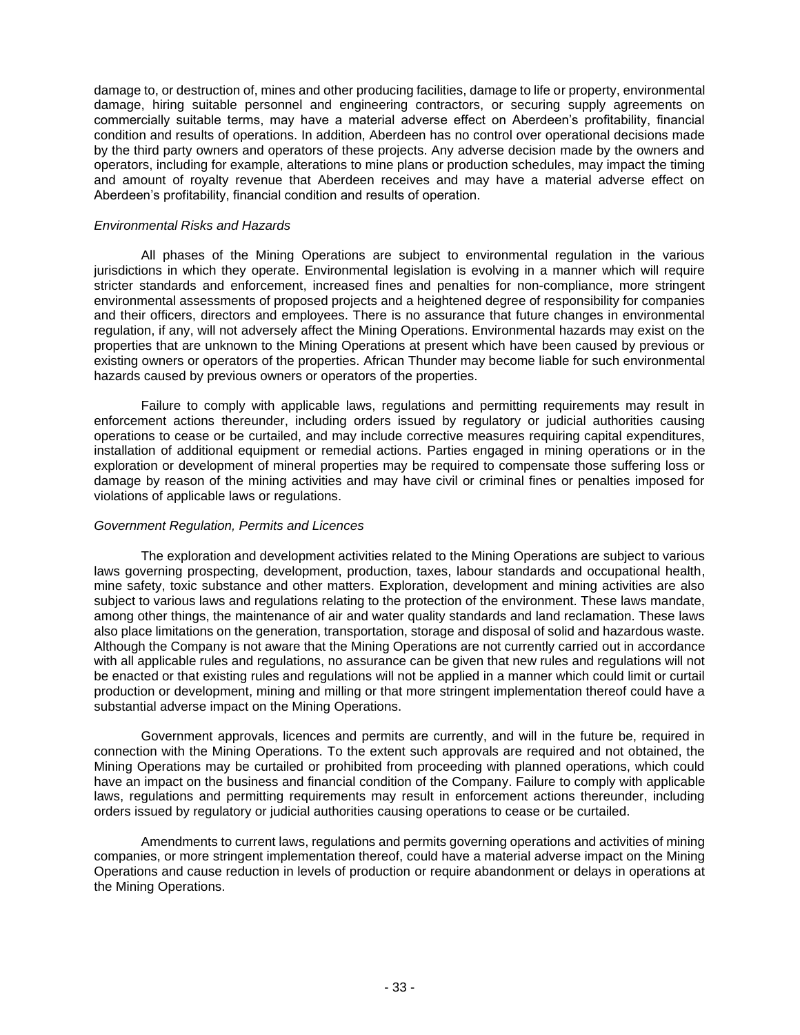damage to, or destruction of, mines and other producing facilities, damage to life or property, environmental damage, hiring suitable personnel and engineering contractors, or securing supply agreements on commercially suitable terms, may have a material adverse effect on Aberdeen's profitability, financial condition and results of operations. In addition, Aberdeen has no control over operational decisions made by the third party owners and operators of these projects. Any adverse decision made by the owners and operators, including for example, alterations to mine plans or production schedules, may impact the timing and amount of royalty revenue that Aberdeen receives and may have a material adverse effect on Aberdeen's profitability, financial condition and results of operation.

*Environmental Risks and Hazards*

All phases of the Mining Operations are subject to environmental regulation in the various jurisdictions in which they operate. Environmental legislation is evolving in a manner which will require stricter standards and enforcement, increased fines and penalties for non-compliance, more stringent environmental assessments of proposed projects and a heightened degree of responsibility for companies and their officers, directors and employees. There is no assurance that future changes in environmental regulation, if any, will not adversely affect the Mining Operations. Environmental hazards may exist on the properties that are unknown to the Mining Operations at present which have been caused by previous or existing owners or operators of the properties. African Thunder may become liable for such environmental hazards caused by previous owners or operators of the properties.

Failure to comply with applicable laws, regulations and permitting requirements may result in enforcement actions thereunder, including orders issued by regulatory or judicial authorities causing operations to cease or be curtailed, and may include corrective measures requiring capital expenditures, installation of additional equipment or remedial actions. Parties engaged in mining operations or in the exploration or development of mineral properties may be required to compensate those suffering loss or damage by reason of the mining activities and may have civil or criminal fines or penalties imposed for violations of applicable laws or regulations.

*Government Regulation, Permits and Licences*

The exploration and development activities related to the Mining Operations are subject to various laws governing prospecting, development, production, taxes, labour standards and occupational health, mine safety, toxic substance and other matters. Exploration, development and mining activities are also subject to various laws and regulations relating to the protection of the environment. These laws mandate, among other things, the maintenance of air and water quality standards and land reclamation. These laws also place limitations on the generation, transportation, storage and disposal of solid and hazardous waste. Although the Company is not aware that the Mining Operations are not currently carried out in accordance with all applicable rules and regulations, no assurance can be given that new rules and regulations will not be enacted or that existing rules and regulations will not be applied in a manner which could limit or curtail production or development, mining and milling or that more stringent implementation thereof could have a substantial adverse impact on the Mining Operations.

Government approvals, licences and permits are currently, and will in the future be, required in connection with the Mining Operations. To the extent such approvals are required and not obtained, the Mining Operations may be curtailed or prohibited from proceeding with planned operations, which could have an impact on the business and financial condition of the Company. Failure to comply with applicable laws, regulations and permitting requirements may result in enforcement actions thereunder, including orders issued by regulatory or judicial authorities causing operations to cease or be curtailed.

Amendments to current laws, regulations and permits governing operations and activities of mining companies, or more stringent implementation thereof, could have a material adverse impact on the Mining Operations and cause reduction in levels of production or require abandonment or delays in operations at the Mining Operations.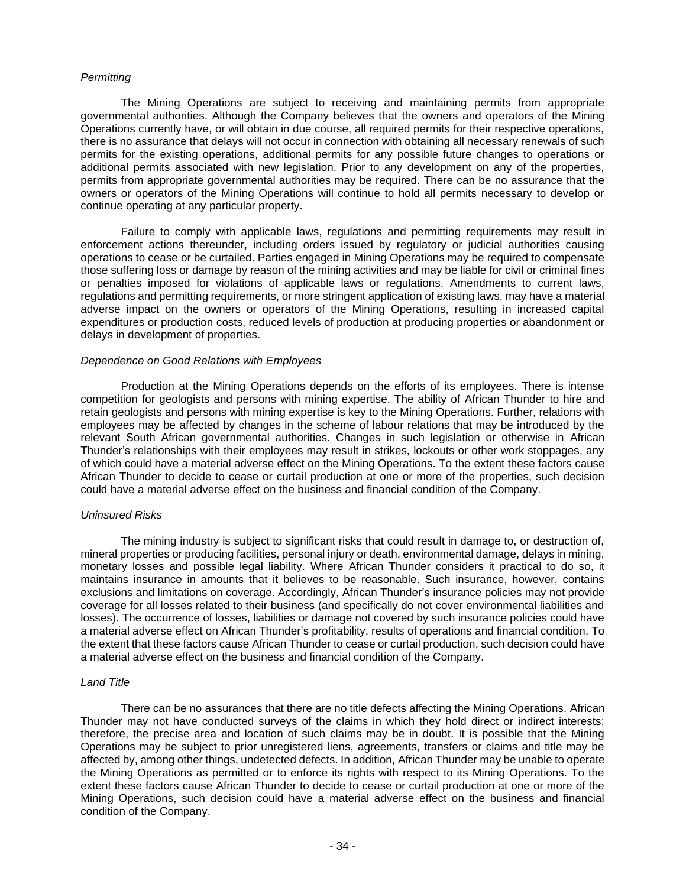*Permitting*

The Mining Operations are subject to receiving and maintaining permits from appropriate governmental authorities. Although the Company believes that the owners and operators of the Mining Operations currently have, or will obtain in due course, all required permits for their respective operations, there is no assurance that delays will not occur in connection with obtaining all necessary renewals of such permits for the existing operations, additional permits for any possible future changes to operations or additional permits associated with new legislation. Prior to any development on any of the properties, permits from appropriate governmental authorities may be required. There can be no assurance that the owners or operators of the Mining Operations will continue to hold all permits necessary to develop or continue operating at any particular property.

Failure to comply with applicable laws, regulations and permitting requirements may result in enforcement actions thereunder, including orders issued by regulatory or judicial authorities causing operations to cease or be curtailed. Parties engaged in Mining Operations may be required to compensate those suffering loss or damage by reason of the mining activities and may be liable for civil or criminal fines or penalties imposed for violations of applicable laws or regulations. Amendments to current laws, regulations and permitting requirements, or more stringent application of existing laws, may have a material adverse impact on the owners or operators of the Mining Operations, resulting in increased capital expenditures or production costs, reduced levels of production at producing properties or abandonment or delays in development of properties.

*Dependence on Good Relations with Employees*

Production at the Mining Operations depends on the efforts of its employees. There is intense competition for geologists and persons with mining expertise. The ability of African Thunder to hire and retain geologists and persons with mining expertise is key to the Mining Operations. Further, relations with employees may be affected by changes in the scheme of labour relations that may be introduced by the relevant South African governmental authorities. Changes in such legislation or otherwise in African Thunder's relationships with their employees may result in strikes, lockouts or other work stoppages, any of which could have a material adverse effect on the Mining Operations. To the extent these factors cause African Thunder to decide to cease or curtail production at one or more of the properties, such decision could have a material adverse effect on the business and financial condition of the Company.

*Uninsured Risks*

The mining industry is subject to significant risks that could result in damage to, or destruction of, mineral properties or producing facilities, personal injury or death, environmental damage, delays in mining, monetary losses and possible legal liability. Where African Thunder considers it practical to do so, it maintains insurance in amounts that it believes to be reasonable. Such insurance, however, contains exclusions and limitations on coverage. Accordingly, African Thunder's insurance policies may not provide coverage for all losses related to their business (and specifically do not cover environmental liabilities and losses). The occurrence of losses, liabilities or damage not covered by such insurance policies could have a material adverse effect on African Thunder's profitability, results of operations and financial condition. To the extent that these factors cause African Thunder to cease or curtail production, such decision could have a material adverse effect on the business and financial condition of the Company.

*Land Title*

There can be no assurances that there are no title defects affecting the Mining Operations. African Thunder may not have conducted surveys of the claims in which they hold direct or indirect interests; therefore, the precise area and location of such claims may be in doubt. It is possible that the Mining Operations may be subject to prior unregistered liens, agreements, transfers or claims and title may be affected by, among other things, undetected defects. In addition, African Thunder may be unable to operate the Mining Operations as permitted or to enforce its rights with respect to its Mining Operations. To the extent these factors cause African Thunder to decide to cease or curtail production at one or more of the Mining Operations, such decision could have a material adverse effect on the business and financial condition of the Company.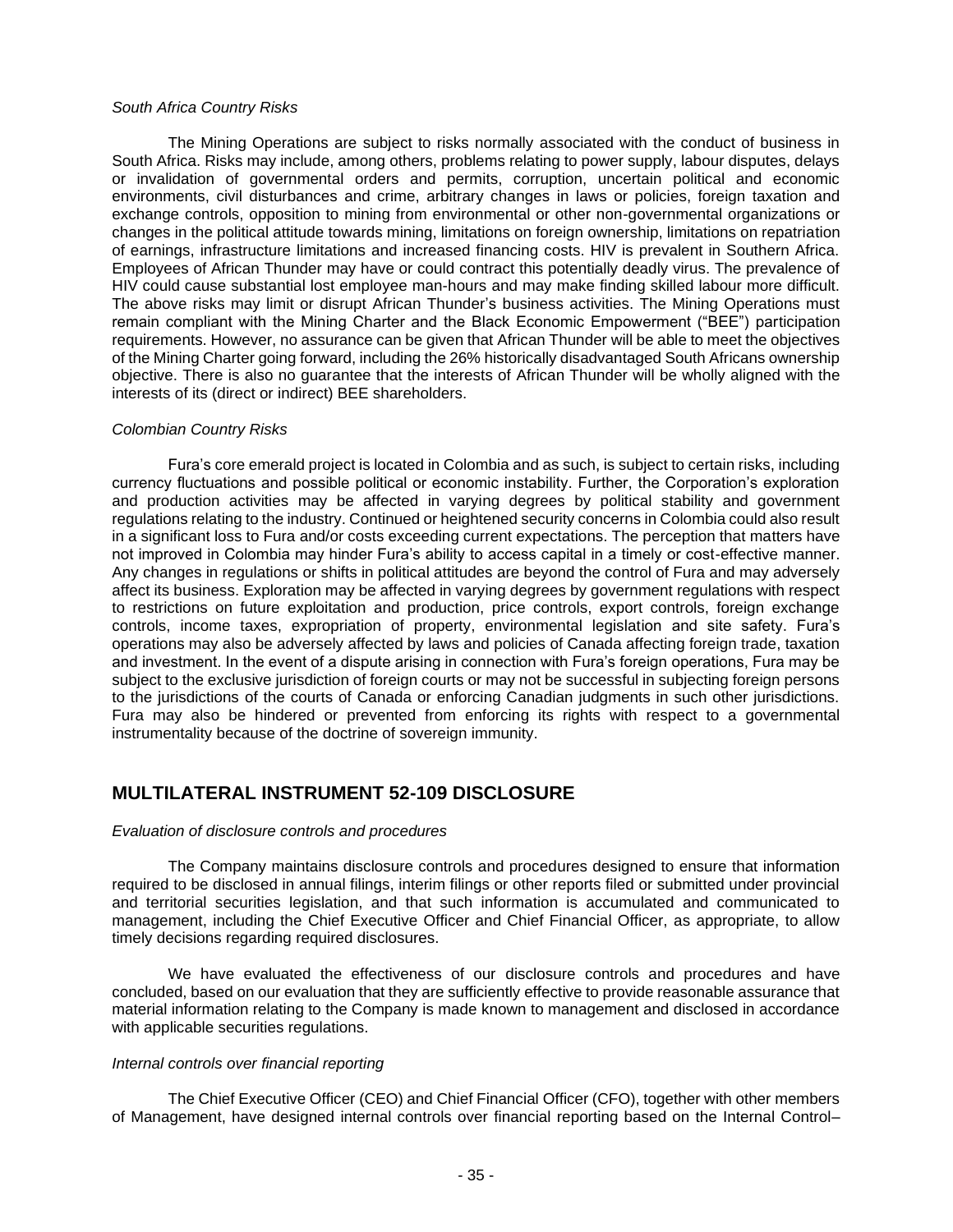*South Africa Country Risks*

The Mining Operations are subject to risks normally associated with the conduct of business in South Africa. Risks may include, among others, problems relating to power supply, labour disputes, delays or invalidation of governmental orders and permits, corruption, uncertain political and economic environments, civil disturbances and crime, arbitrary changes in laws or policies, foreign taxation and exchange controls, opposition to mining from environmental or other non-governmental organizations or changes in the political attitude towards mining, limitations on foreign ownership, limitations on repatriation of earnings, infrastructure limitations and increased financing costs. HIV is prevalent in Southern Africa. Employees of African Thunder may have or could contract this potentially deadly virus. The prevalence of HIV could cause substantial lost employee man-hours and may make finding skilled labour more difficult. The above risks may limit or disrupt African Thunder's business activities. The Mining Operations must remain compliant with the Mining Charter and the Black Economic Empowerment ("BEE") participation requirements. However, no assurance can be given that African Thunder will be able to meet the objectives of the Mining Charter going forward, including the 26% historically disadvantaged South Africans ownership objective. There is also no guarantee that the interests of African Thunder will be wholly aligned with the interests of its (direct or indirect) BEE shareholders.

*Colombian Country Risks*

Fura's core emerald project is located in Colombia and as such, is subject to certain risks, including currency fluctuations and possible political or economic instability. Further, the Corporation's exploration and production activities may be affected in varying degrees by political stability and government regulations relating to the industry. Continued or heightened security concerns in Colombia could also result in a significant loss to Fura and/or costs exceeding current expectations. The perception that matters have not improved in Colombia may hinder Fura's ability to access capital in a timely or cost-effective manner. Any changes in regulations or shifts in political attitudes are beyond the control of Fura and may adversely affect its business. Exploration may be affected in varying degrees by government regulations with respect to restrictions on future exploitation and production, price controls, export controls, foreign exchange controls, income taxes, expropriation of property, environmental legislation and site safety. Fura's operations may also be adversely affected by laws and policies of Canada affecting foreign trade, taxation and investment. In the event of a dispute arising in connection with Fura's foreign operations, Fura may be subject to the exclusive jurisdiction of foreign courts or may not be successful in subjecting foreign persons to the jurisdictions of the courts of Canada or enforcing Canadian judgments in such other jurisdictions. Fura may also be hindered or prevented from enforcing its rights with respect to a governmental instrumentality because of the doctrine of sovereign immunity.

## MULTILATERAL INSTRUMENT 52-109 DISCLOSURE

*Evaluation of disclosure controls and procedures*

The Company maintains disclosure controls and procedures designed to ensure that information required to be disclosed in annual filings, interim filings or other reports filed or submitted under provincial and territorial securities legislation, and that such information is accumulated and communicated to management, including the Chief Executive Officer and Chief Financial Officer, as appropriate, to allow timely decisions regarding required disclosures.

We have evaluated the effectiveness of our disclosure controls and procedures and have concluded, based on our evaluation that they are sufficiently effective to provide reasonable assurance that material information relating to the Company is made known to management and disclosed in accordance with applicable securities regulations.

*Internal controls over financial reporting*

The Chief Executive Officer (CEO) and Chief Financial Officer (CFO), together with other members of Management, have designed internal controls over financial reporting based on the Internal Control–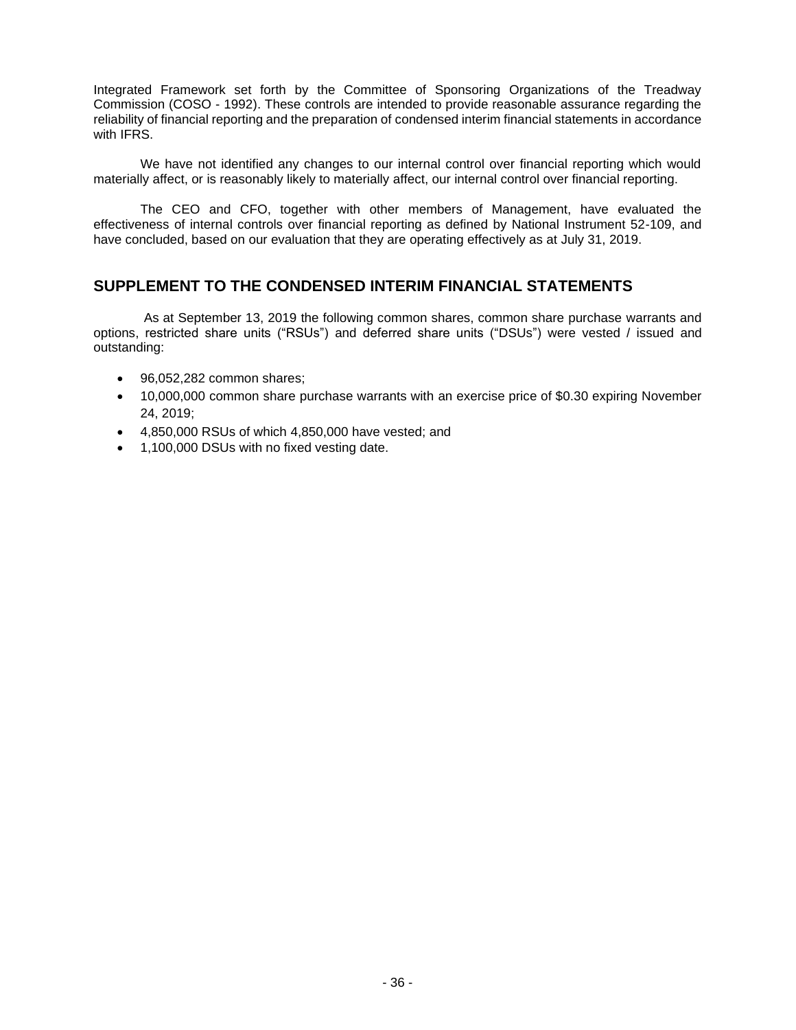Integrated Framework set forth by the Committee of Sponsoring Organizations of the Treadway Commission (COSO - 1992). These controls are intended to provide reasonable assurance regarding the reliability of financial reporting and the preparation of condensed interim financial statements in accordance with IFRS.

We have not identified any changes to our internal control over financial reporting which would materially affect, or is reasonably likely to materially affect, our internal control over financial reporting.

The CEO and CFO, together with other members of Management, have evaluated the effectiveness of internal controls over financial reporting as defined by National Instrument 52-109, and have concluded, based on our evaluation that they are operating effectively as at July 31, 2019.

## SUPPLEMENT TO THE CONDENSED INTERIM FINANCIAL STATEMENTS

As at September 13, 2019 the following common shares, common share purchase warrants and options, restricted share units ("RSUs") and deferred share units ("DSUs") were vested / issued and outstanding:

- 96,052,282 common shares;
- 10,000,000 common share purchase warrants with an exercise price of $0.30 expiring November 24, 2019;
- 4,850,000 RSUs of which 4,850,000 have vested; and
- 1,100,000 DSUs with no fixed vesting date.